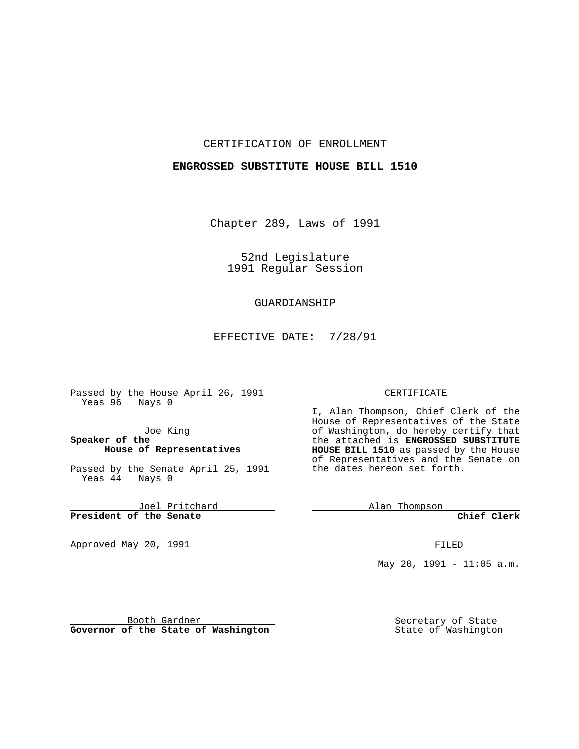CERTIFICATION OF ENROLLMENT

**ENGROSSED SUBSTITUTE HOUSE BILL 1510**

Chapter 289, Laws of 1991

52nd Legislature
1991 Regular Session

GUARDIANSHIP

EFFECTIVE DATE: 7/28/91

Passed by the House April 26, 1991
Yeas 96 Nays 0

Joe King
**Speaker of the House of Representatives**

Passed by the Senate April 25, 1991
Yeas 44 Nays 0

Joel Pritchard
**President of the Senate**

Approved May 20, 1991

Booth Gardner
**Governor of the State of Washington**

CERTIFICATE

I, Alan Thompson, Chief Clerk of the House of Representatives of the State of Washington, do hereby certify that the attached is **ENGROSSED SUBSTITUTE HOUSE BILL 1510** as passed by the House of Representatives and the Senate on the dates hereon set forth.

Alan Thompson
**Chief Clerk**

FILED

May 20, 1991 - 11:05 a.m.

Secretary of State
State of Washington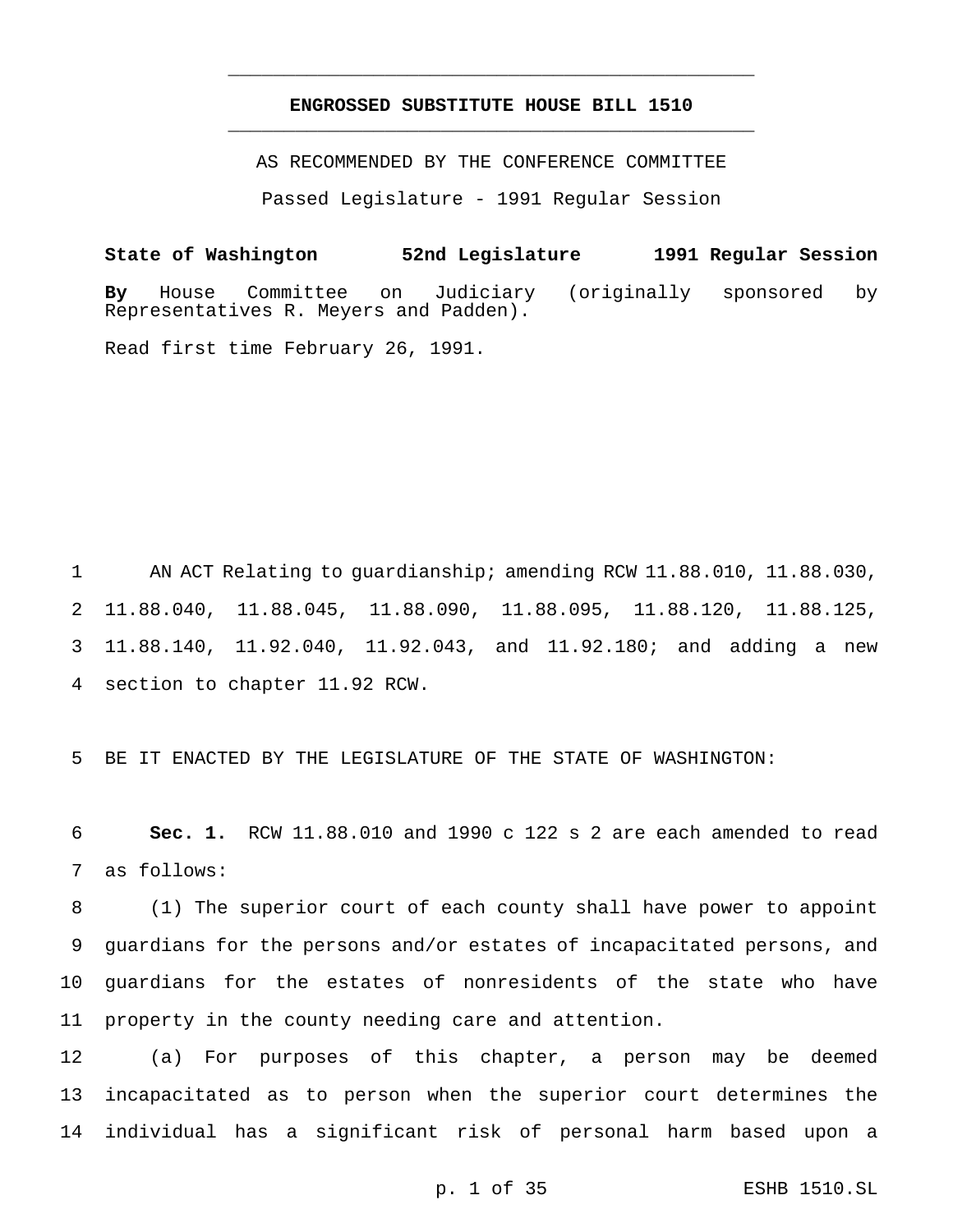# ENGROSSED SUBSTITUTE HOUSE BILL 1510

AS RECOMMENDED BY THE CONFERENCE COMMITTEE

Passed Legislature - 1991 Regular Session

**State of Washington 52nd Legislature 1991 Regular Session**

**By** House Committee on Judiciary (originally sponsored by Representatives R. Meyers and Padden).

Read first time February 26, 1991.

AN ACT Relating to guardianship; amending RCW 11.88.010, 11.88.030, 11.88.040, 11.88.045, 11.88.090, 11.88.095, 11.88.120, 11.88.125, 11.88.140, 11.92.040, 11.92.043, and 11.92.180; and adding a new section to chapter 11.92 RCW.

BE IT ENACTED BY THE LEGISLATURE OF THE STATE OF WASHINGTON:

**Sec. 1.** RCW 11.88.010 and 1990 c 122 s 2 are each amended to read as follows:

(1) The superior court of each county shall have power to appoint guardians for the persons and/or estates of incapacitated persons, and guardians for the estates of nonresidents of the state who have property in the county needing care and attention.

(a) For purposes of this chapter, a person may be deemed incapacitated as to person when the superior court determines the individual has a significant risk of personal harm based upon a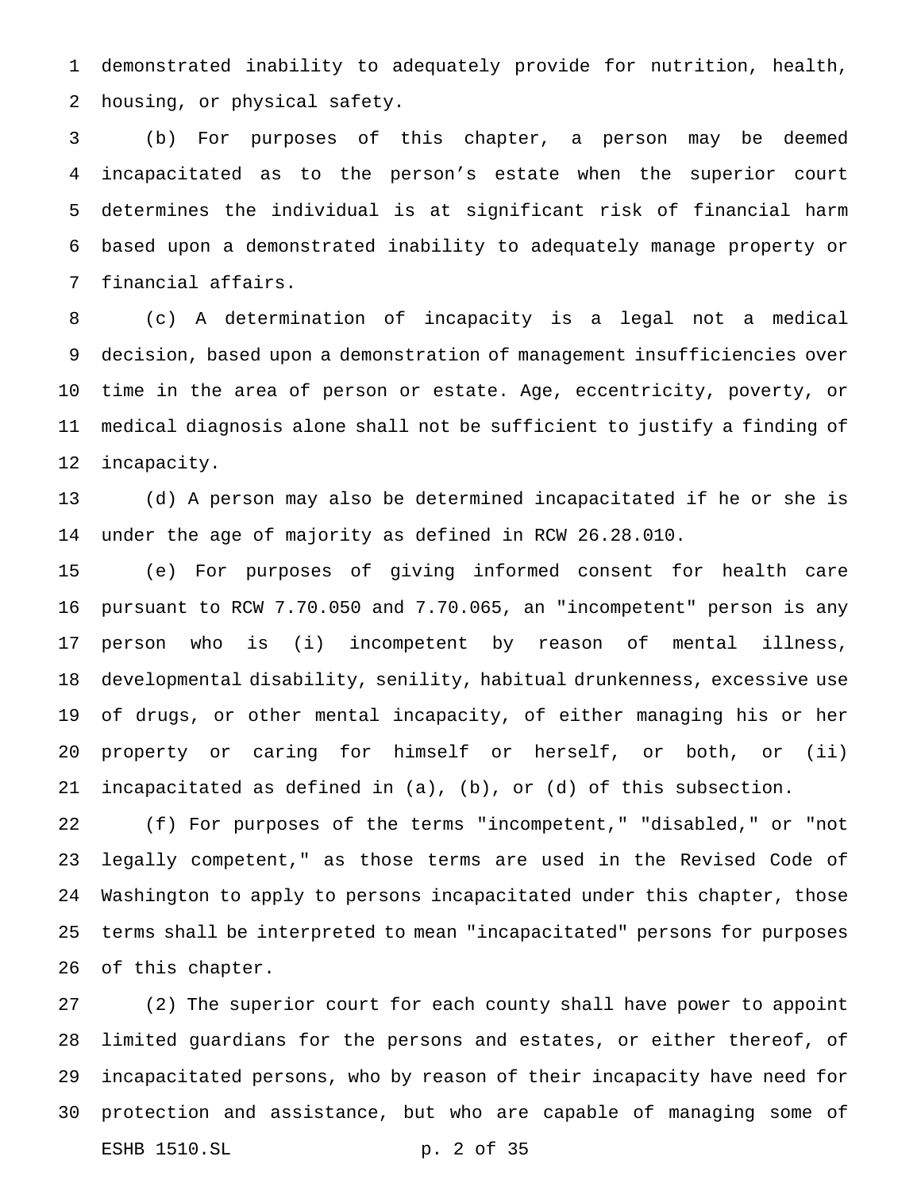demonstrated inability to adequately provide for nutrition, health, housing, or physical safety.

(b) For purposes of this chapter, a person may be deemed incapacitated as to the person's estate when the superior court determines the individual is at significant risk of financial harm based upon a demonstrated inability to adequately manage property or financial affairs.

(c) A determination of incapacity is a legal not a medical decision, based upon a demonstration of management insufficiencies over time in the area of person or estate. Age, eccentricity, poverty, or medical diagnosis alone shall not be sufficient to justify a finding of incapacity.

(d) A person may also be determined incapacitated if he or she is under the age of majority as defined in RCW 26.28.010.

(e) For purposes of giving informed consent for health care pursuant to RCW 7.70.050 and 7.70.065, an "incompetent" person is any person who is (i) incompetent by reason of mental illness, developmental disability, senility, habitual drunkenness, excessive use of drugs, or other mental incapacity, of either managing his or her property or caring for himself or herself, or both, or (ii) incapacitated as defined in (a), (b), or (d) of this subsection.

(f) For purposes of the terms "incompetent," "disabled," or "not legally competent," as those terms are used in the Revised Code of Washington to apply to persons incapacitated under this chapter, those terms shall be interpreted to mean "incapacitated" persons for purposes of this chapter.

(2) The superior court for each county shall have power to appoint limited guardians for the persons and estates, or either thereof, of incapacitated persons, who by reason of their incapacity have need for protection and assistance, but who are capable of managing some of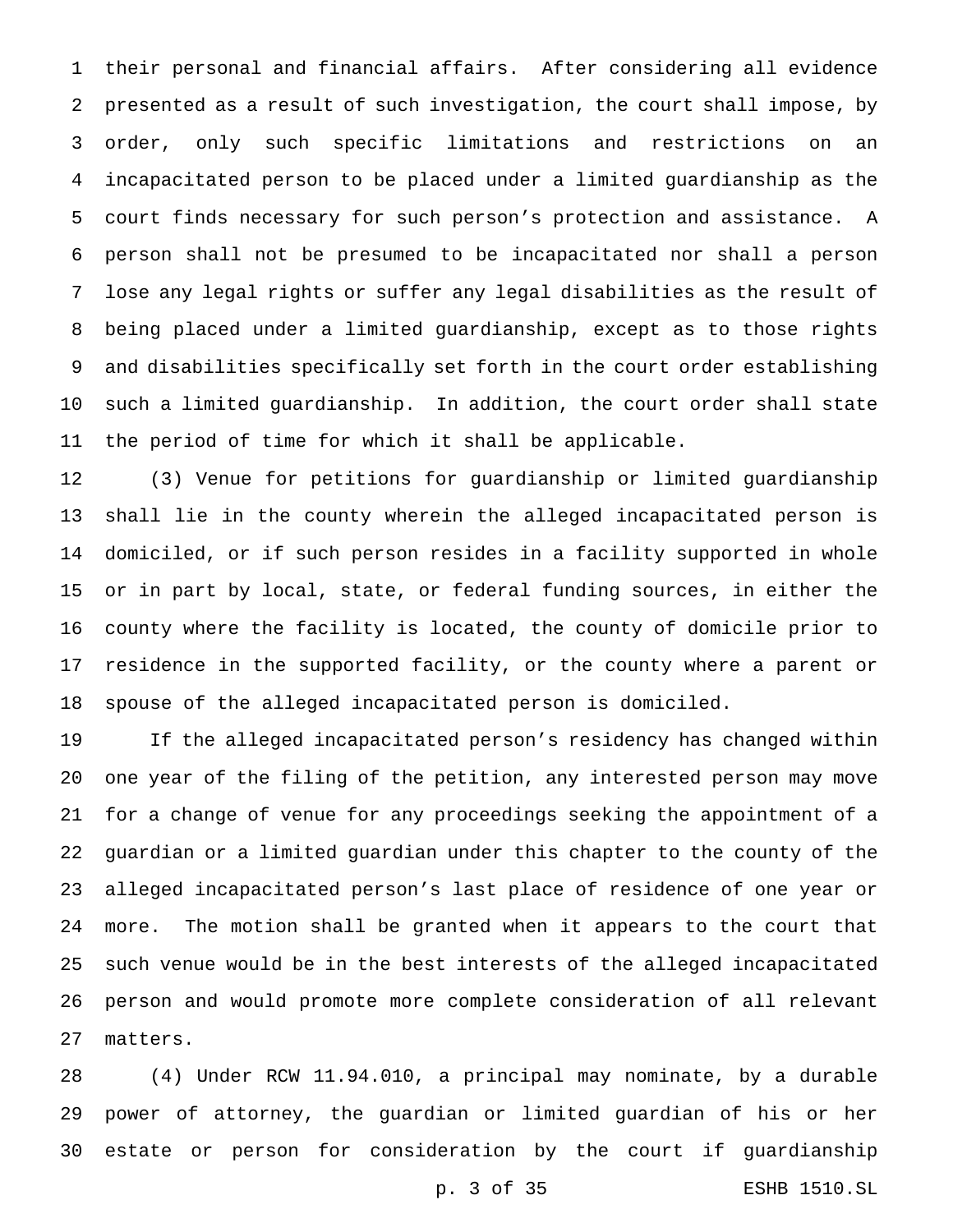their personal and financial affairs. After considering all evidence presented as a result of such investigation, the court shall impose, by order, only such specific limitations and restrictions on an incapacitated person to be placed under a limited guardianship as the court finds necessary for such person's protection and assistance. A person shall not be presumed to be incapacitated nor shall a person lose any legal rights or suffer any legal disabilities as the result of being placed under a limited guardianship, except as to those rights and disabilities specifically set forth in the court order establishing such a limited guardianship. In addition, the court order shall state the period of time for which it shall be applicable.

(3) Venue for petitions for guardianship or limited guardianship shall lie in the county wherein the alleged incapacitated person is domiciled, or if such person resides in a facility supported in whole or in part by local, state, or federal funding sources, in either the county where the facility is located, the county of domicile prior to residence in the supported facility, or the county where a parent or spouse of the alleged incapacitated person is domiciled.

If the alleged incapacitated person's residency has changed within one year of the filing of the petition, any interested person may move for a change of venue for any proceedings seeking the appointment of a guardian or a limited guardian under this chapter to the county of the alleged incapacitated person's last place of residence of one year or more. The motion shall be granted when it appears to the court that such venue would be in the best interests of the alleged incapacitated person and would promote more complete consideration of all relevant matters.

(4) Under RCW 11.94.010, a principal may nominate, by a durable power of attorney, the guardian or limited guardian of his or her estate or person for consideration by the court if guardianship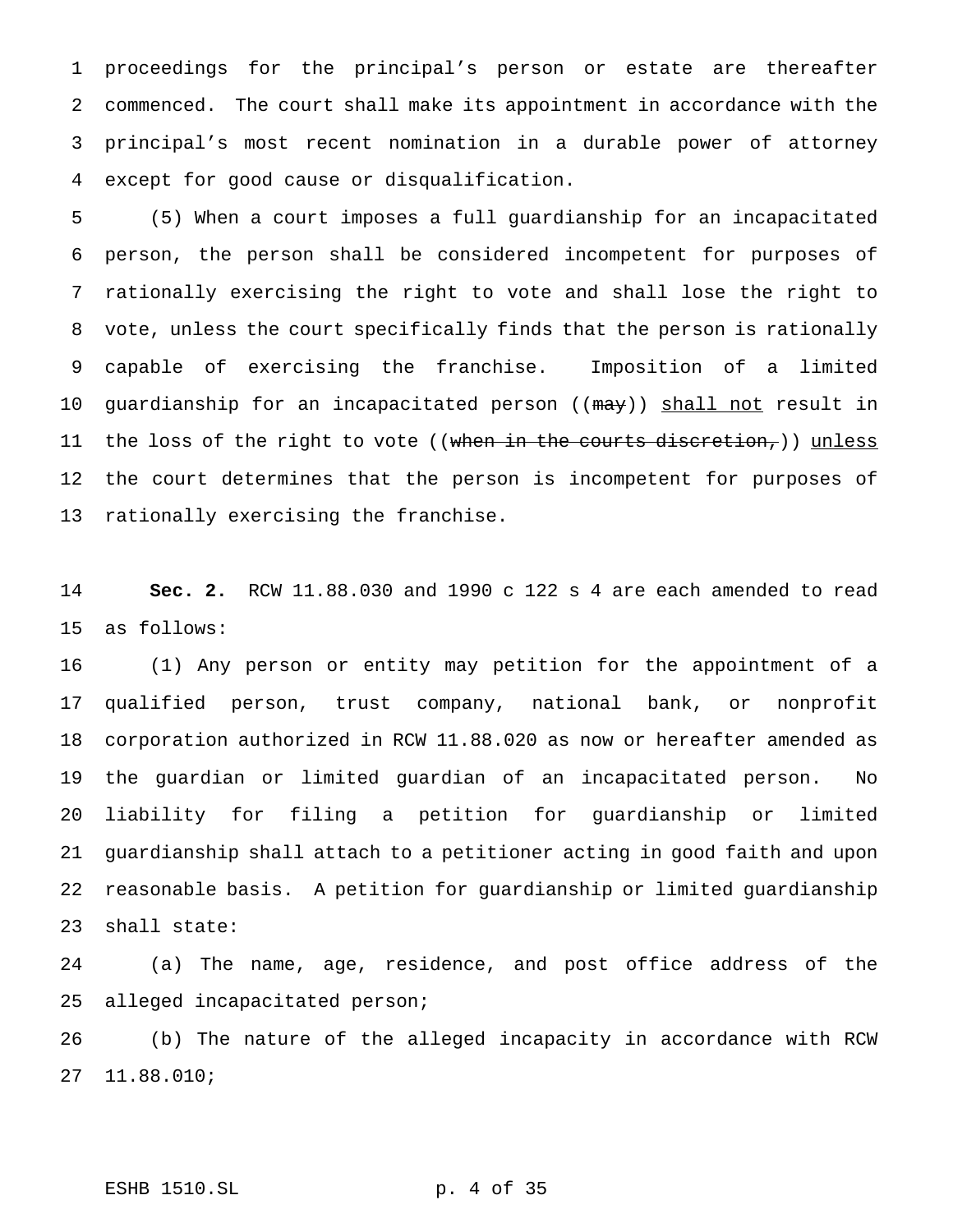proceedings for the principal's person or estate are thereafter commenced. The court shall make its appointment in accordance with the principal's most recent nomination in a durable power of attorney except for good cause or disqualification.

(5) When a court imposes a full guardianship for an incapacitated person, the person shall be considered incompetent for purposes of rationally exercising the right to vote and shall lose the right to vote, unless the court specifically finds that the person is rationally capable of exercising the franchise. Imposition of a limited guardianship for an incapacitated person ((~~may~~)) <u>shall not</u> result in the loss of the right to vote ((~~when in the courts discretion,~~)) <u>unless</u> the court determines that the person is incompetent for purposes of rationally exercising the franchise.

**Sec. 2.** RCW 11.88.030 and 1990 c 122 s 4 are each amended to read as follows:

(1) Any person or entity may petition for the appointment of a qualified person, trust company, national bank, or nonprofit corporation authorized in RCW 11.88.020 as now or hereafter amended as the guardian or limited guardian of an incapacitated person. No liability for filing a petition for guardianship or limited guardianship shall attach to a petitioner acting in good faith and upon reasonable basis. A petition for guardianship or limited guardianship shall state:

(a) The name, age, residence, and post office address of the alleged incapacitated person;

(b) The nature of the alleged incapacity in accordance with RCW 11.88.010;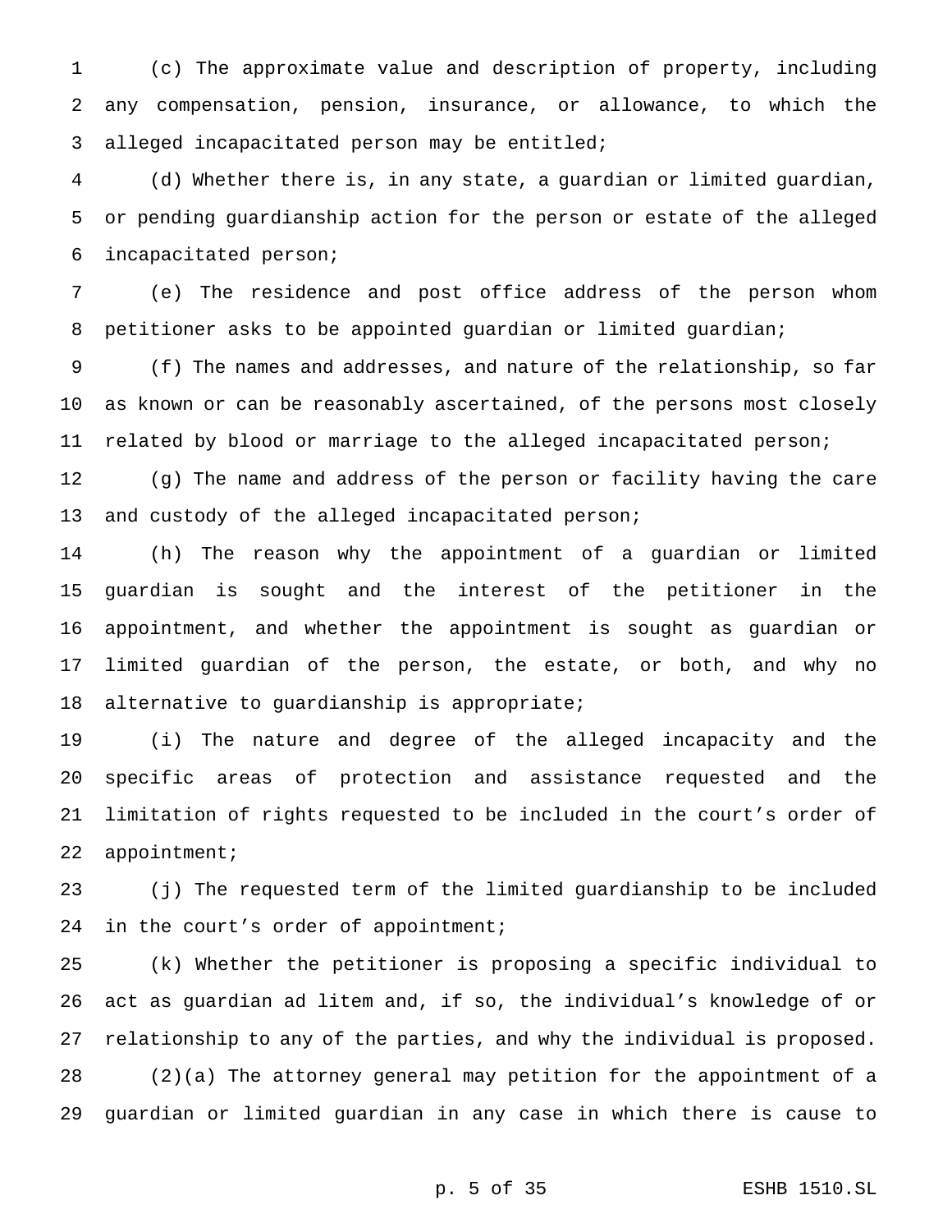(c) The approximate value and description of property, including any compensation, pension, insurance, or allowance, to which the alleged incapacitated person may be entitled;

(d) Whether there is, in any state, a guardian or limited guardian, or pending guardianship action for the person or estate of the alleged incapacitated person;

(e) The residence and post office address of the person whom petitioner asks to be appointed guardian or limited guardian;

(f) The names and addresses, and nature of the relationship, so far as known or can be reasonably ascertained, of the persons most closely related by blood or marriage to the alleged incapacitated person;

(g) The name and address of the person or facility having the care and custody of the alleged incapacitated person;

(h) The reason why the appointment of a guardian or limited guardian is sought and the interest of the petitioner in the appointment, and whether the appointment is sought as guardian or limited guardian of the person, the estate, or both, and why no alternative to guardianship is appropriate;

(i) The nature and degree of the alleged incapacity and the specific areas of protection and assistance requested and the limitation of rights requested to be included in the court's order of appointment;

(j) The requested term of the limited guardianship to be included in the court's order of appointment;

(k) Whether the petitioner is proposing a specific individual to act as guardian ad litem and, if so, the individual's knowledge of or relationship to any of the parties, and why the individual is proposed.

(2)(a) The attorney general may petition for the appointment of a guardian or limited guardian in any case in which there is cause to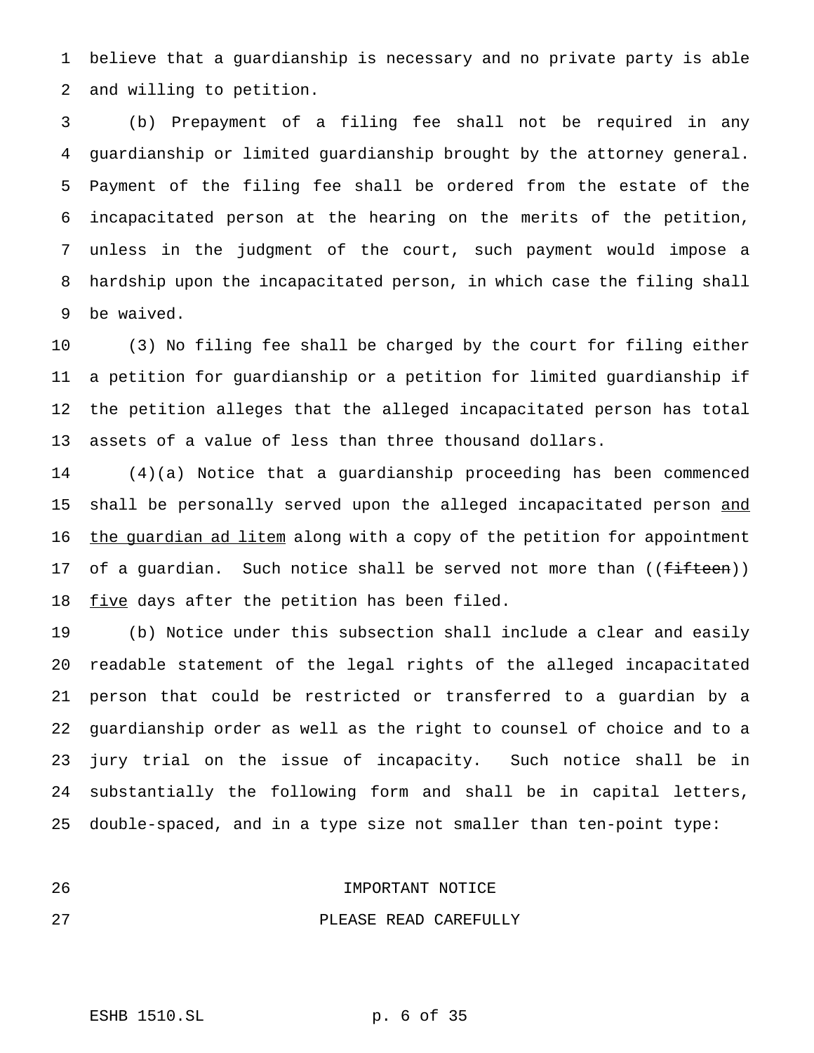believe that a guardianship is necessary and no private party is able and willing to petition.

(b) Prepayment of a filing fee shall not be required in any guardianship or limited guardianship brought by the attorney general. Payment of the filing fee shall be ordered from the estate of the incapacitated person at the hearing on the merits of the petition, unless in the judgment of the court, such payment would impose a hardship upon the incapacitated person, in which case the filing shall be waived.

(3) No filing fee shall be charged by the court for filing either a petition for guardianship or a petition for limited guardianship if the petition alleges that the alleged incapacitated person has total assets of a value of less than three thousand dollars.

(4)(a) Notice that a guardianship proceeding has been commenced shall be personally served upon the alleged incapacitated person <u>and the guardian ad litem</u> along with a copy of the petition for appointment of a guardian. Such notice shall be served not more than ((~~fifteen~~)) <u>five</u> days after the petition has been filed.

(b) Notice under this subsection shall include a clear and easily readable statement of the legal rights of the alleged incapacitated person that could be restricted or transferred to a guardian by a guardianship order as well as the right to counsel of choice and to a jury trial on the issue of incapacity. Such notice shall be in substantially the following form and shall be in capital letters, double-spaced, and in a type size not smaller than ten-point type:

IMPORTANT NOTICE

PLEASE READ CAREFULLY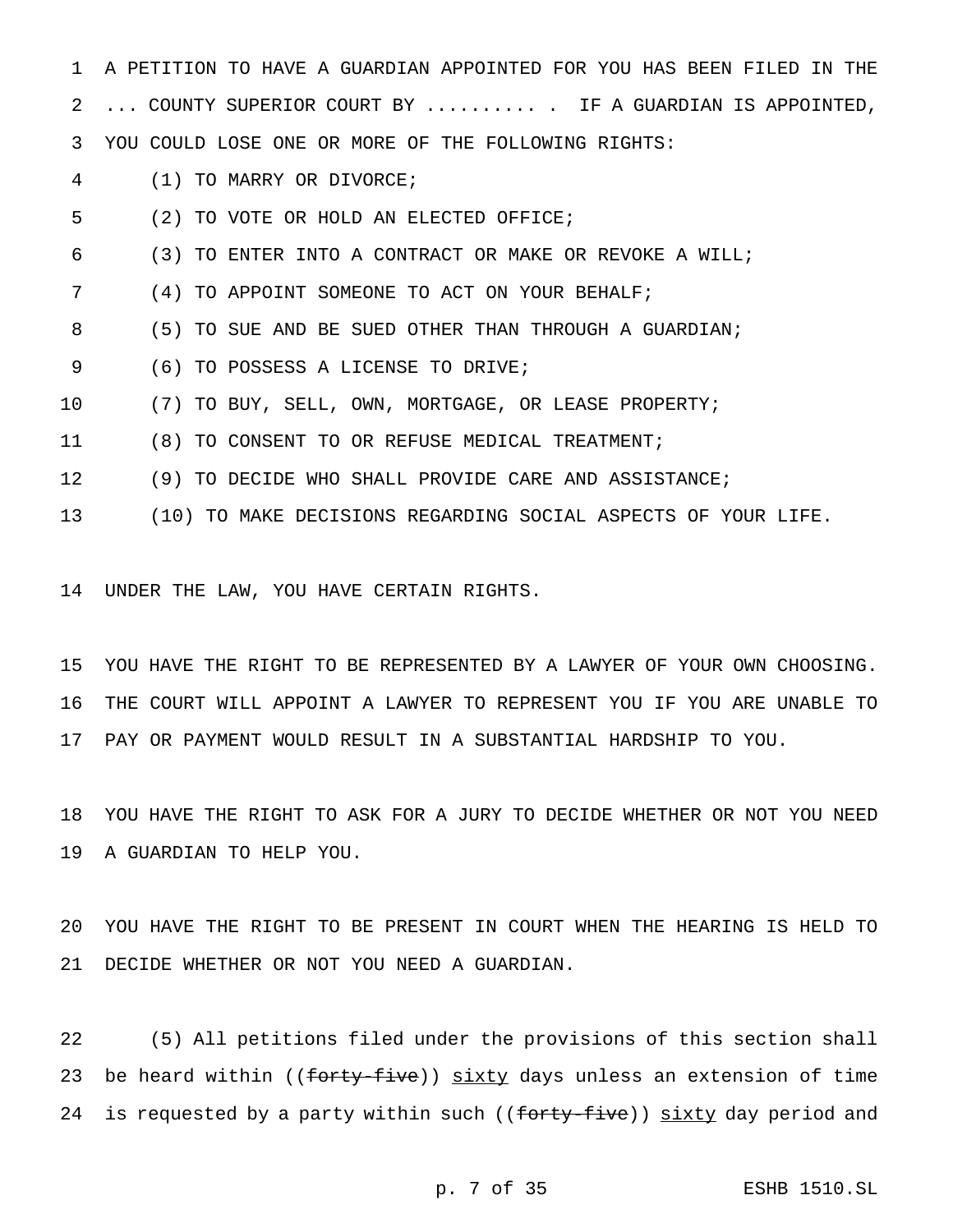A PETITION TO HAVE A GUARDIAN APPOINTED FOR YOU HAS BEEN FILED IN THE ... COUNTY SUPERIOR COURT BY .......... . IF A GUARDIAN IS APPOINTED, YOU COULD LOSE ONE OR MORE OF THE FOLLOWING RIGHTS:

(1) TO MARRY OR DIVORCE;

(2) TO VOTE OR HOLD AN ELECTED OFFICE;

(3) TO ENTER INTO A CONTRACT OR MAKE OR REVOKE A WILL;

(4) TO APPOINT SOMEONE TO ACT ON YOUR BEHALF;

(5) TO SUE AND BE SUED OTHER THAN THROUGH A GUARDIAN;

(6) TO POSSESS A LICENSE TO DRIVE;

(7) TO BUY, SELL, OWN, MORTGAGE, OR LEASE PROPERTY;

(8) TO CONSENT TO OR REFUSE MEDICAL TREATMENT;

(9) TO DECIDE WHO SHALL PROVIDE CARE AND ASSISTANCE;

(10) TO MAKE DECISIONS REGARDING SOCIAL ASPECTS OF YOUR LIFE.

UNDER THE LAW, YOU HAVE CERTAIN RIGHTS.

YOU HAVE THE RIGHT TO BE REPRESENTED BY A LAWYER OF YOUR OWN CHOOSING. THE COURT WILL APPOINT A LAWYER TO REPRESENT YOU IF YOU ARE UNABLE TO PAY OR PAYMENT WOULD RESULT IN A SUBSTANTIAL HARDSHIP TO YOU.

YOU HAVE THE RIGHT TO ASK FOR A JURY TO DECIDE WHETHER OR NOT YOU NEED A GUARDIAN TO HELP YOU.

YOU HAVE THE RIGHT TO BE PRESENT IN COURT WHEN THE HEARING IS HELD TO DECIDE WHETHER OR NOT YOU NEED A GUARDIAN.

(5) All petitions filed under the provisions of this section shall be heard within ((~~forty-five~~)) <u>sixty</u> days unless an extension of time is requested by a party within such ((~~forty-five~~)) <u>sixty</u> day period and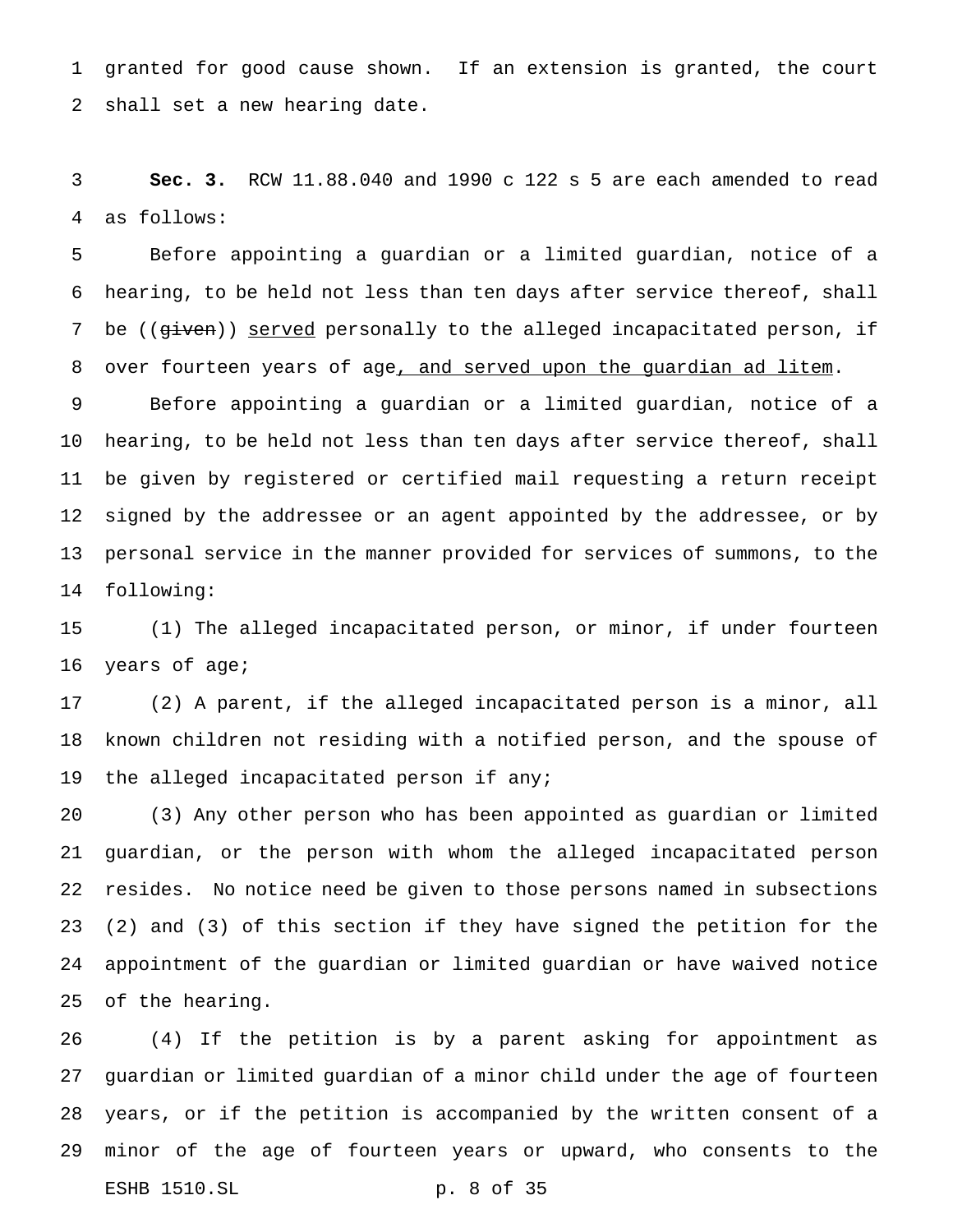granted for good cause shown. If an extension is granted, the court shall set a new hearing date.

**Sec. 3.** RCW 11.88.040 and 1990 c 122 s 5 are each amended to read as follows:

Before appointing a guardian or a limited guardian, notice of a hearing, to be held not less than ten days after service thereof, shall be ((~~given~~)) <u>served</u> personally to the alleged incapacitated person, if over fourteen years of age<u>, and served upon the guardian ad litem</u>.

Before appointing a guardian or a limited guardian, notice of a hearing, to be held not less than ten days after service thereof, shall be given by registered or certified mail requesting a return receipt signed by the addressee or an agent appointed by the addressee, or by personal service in the manner provided for services of summons, to the following:

(1) The alleged incapacitated person, or minor, if under fourteen years of age;

(2) A parent, if the alleged incapacitated person is a minor, all known children not residing with a notified person, and the spouse of the alleged incapacitated person if any;

(3) Any other person who has been appointed as guardian or limited guardian, or the person with whom the alleged incapacitated person resides. No notice need be given to those persons named in subsections (2) and (3) of this section if they have signed the petition for the appointment of the guardian or limited guardian or have waived notice of the hearing.

(4) If the petition is by a parent asking for appointment as guardian or limited guardian of a minor child under the age of fourteen years, or if the petition is accompanied by the written consent of a minor of the age of fourteen years or upward, who consents to the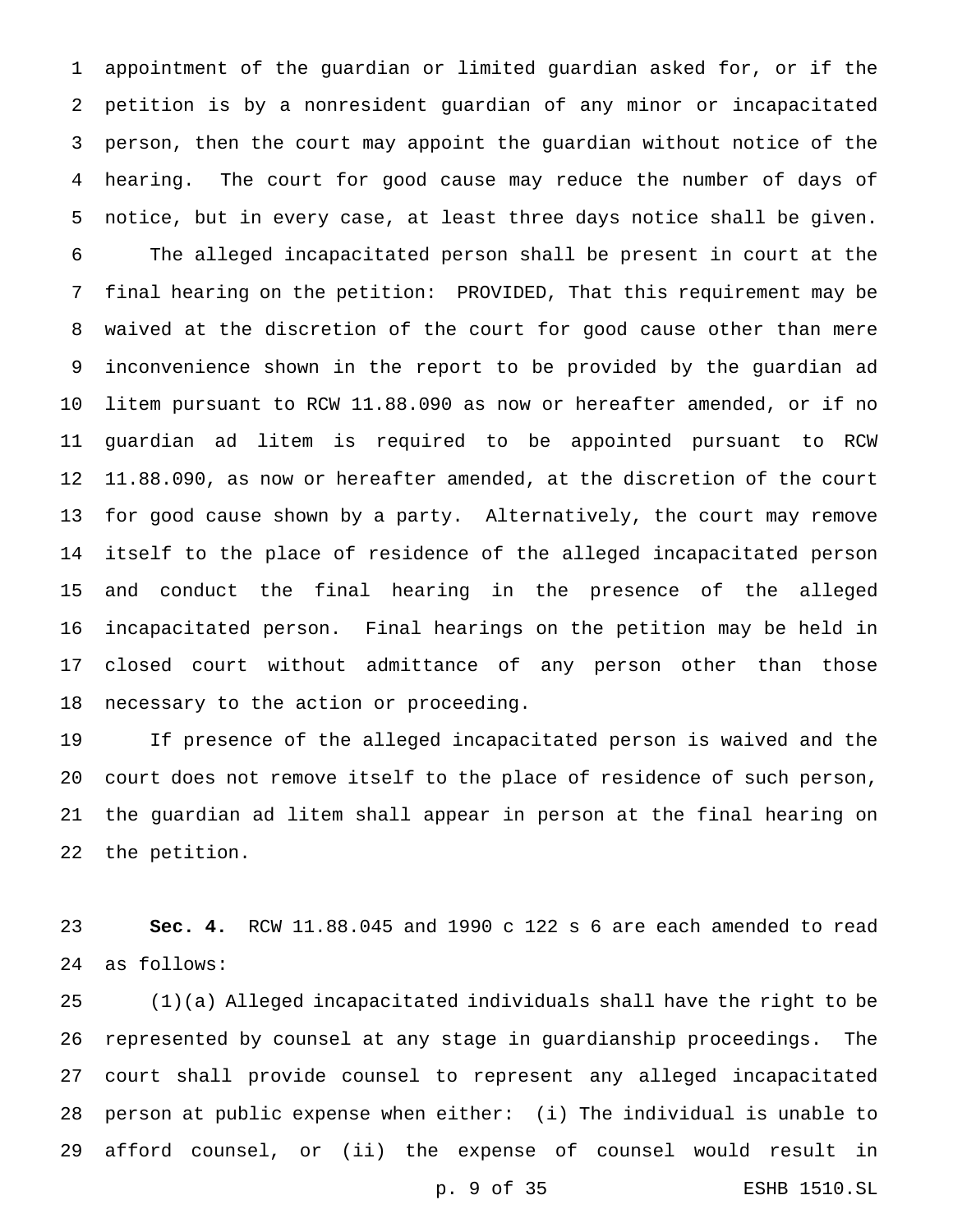appointment of the guardian or limited guardian asked for, or if the petition is by a nonresident guardian of any minor or incapacitated person, then the court may appoint the guardian without notice of the hearing. The court for good cause may reduce the number of days of notice, but in every case, at least three days notice shall be given.

The alleged incapacitated person shall be present in court at the final hearing on the petition: PROVIDED, That this requirement may be waived at the discretion of the court for good cause other than mere inconvenience shown in the report to be provided by the guardian ad litem pursuant to RCW 11.88.090 as now or hereafter amended, or if no guardian ad litem is required to be appointed pursuant to RCW 11.88.090, as now or hereafter amended, at the discretion of the court for good cause shown by a party. Alternatively, the court may remove itself to the place of residence of the alleged incapacitated person and conduct the final hearing in the presence of the alleged incapacitated person. Final hearings on the petition may be held in closed court without admittance of any person other than those necessary to the action or proceeding.

If presence of the alleged incapacitated person is waived and the court does not remove itself to the place of residence of such person, the guardian ad litem shall appear in person at the final hearing on the petition.

**Sec. 4.** RCW 11.88.045 and 1990 c 122 s 6 are each amended to read as follows:

(1)(a) Alleged incapacitated individuals shall have the right to be represented by counsel at any stage in guardianship proceedings. The court shall provide counsel to represent any alleged incapacitated person at public expense when either: (i) The individual is unable to afford counsel, or (ii) the expense of counsel would result in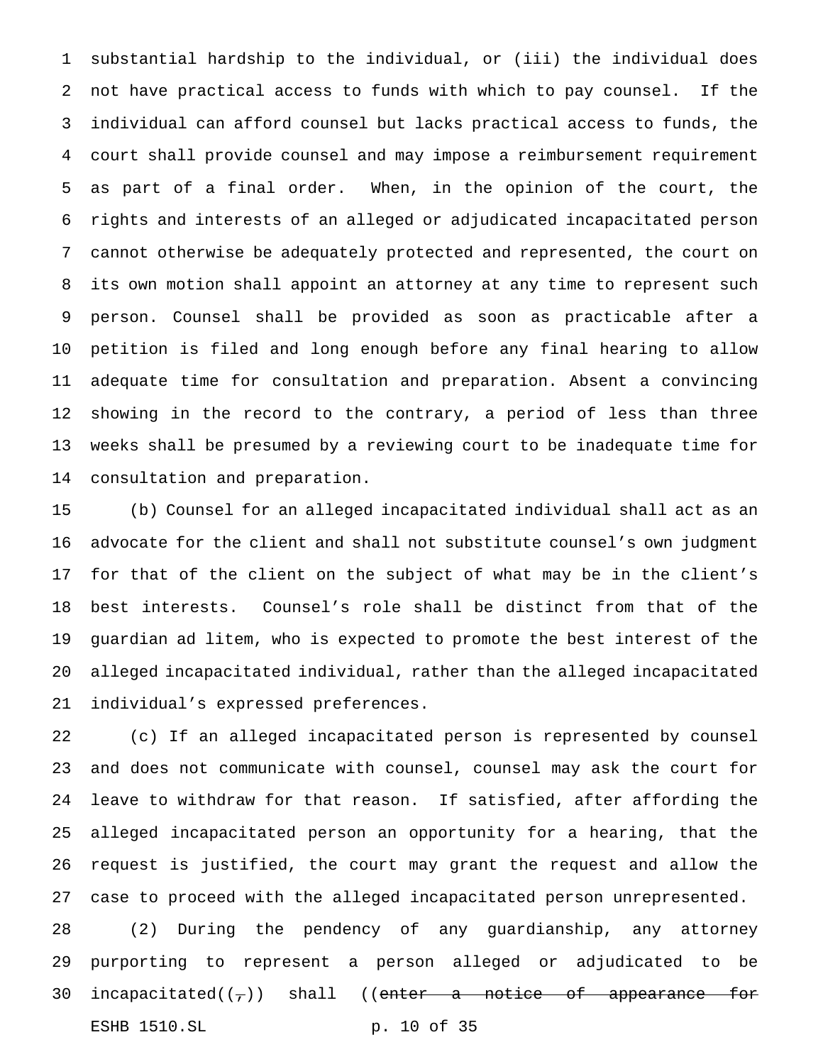substantial hardship to the individual, or (iii) the individual does not have practical access to funds with which to pay counsel. If the individual can afford counsel but lacks practical access to funds, the court shall provide counsel and may impose a reimbursement requirement as part of a final order. When, in the opinion of the court, the rights and interests of an alleged or adjudicated incapacitated person cannot otherwise be adequately protected and represented, the court on its own motion shall appoint an attorney at any time to represent such person. Counsel shall be provided as soon as practicable after a petition is filed and long enough before any final hearing to allow adequate time for consultation and preparation. Absent a convincing showing in the record to the contrary, a period of less than three weeks shall be presumed by a reviewing court to be inadequate time for consultation and preparation.

(b) Counsel for an alleged incapacitated individual shall act as an advocate for the client and shall not substitute counsel's own judgment for that of the client on the subject of what may be in the client's best interests. Counsel's role shall be distinct from that of the guardian ad litem, who is expected to promote the best interest of the alleged incapacitated individual, rather than the alleged incapacitated individual's expressed preferences.

(c) If an alleged incapacitated person is represented by counsel and does not communicate with counsel, counsel may ask the court for leave to withdraw for that reason. If satisfied, after affording the alleged incapacitated person an opportunity for a hearing, that the request is justified, the court may grant the request and allow the case to proceed with the alleged incapacitated person unrepresented.

(2) During the pendency of any guardianship, any attorney purporting to represent a person alleged or adjudicated to be incapacitated((~~,~~)) shall ((~~enter a notice of appearance for~~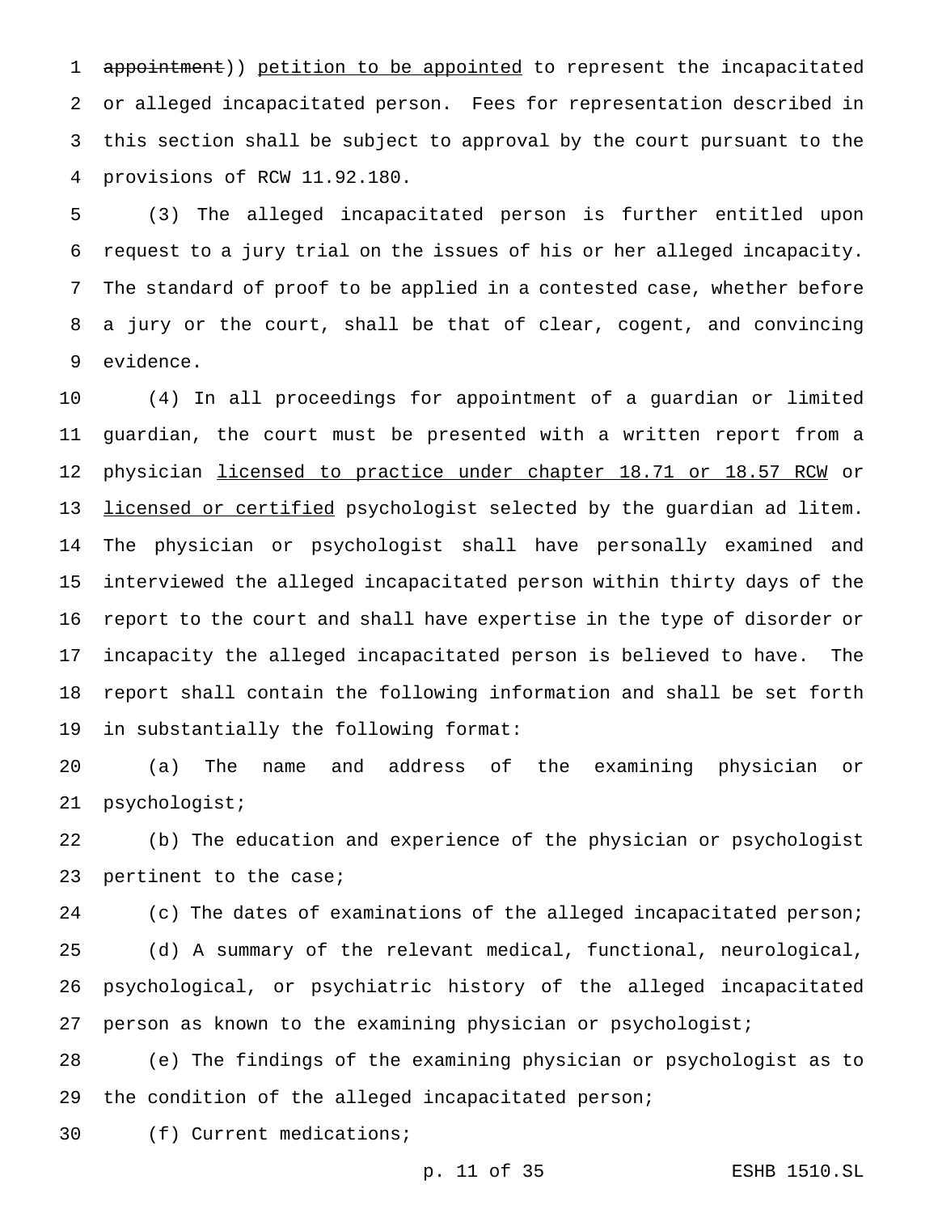~~appointment~~)) <u>petition to be appointed</u> to represent the incapacitated or alleged incapacitated person. Fees for representation described in this section shall be subject to approval by the court pursuant to the provisions of RCW 11.92.180.

(3) The alleged incapacitated person is further entitled upon request to a jury trial on the issues of his or her alleged incapacity. The standard of proof to be applied in a contested case, whether before a jury or the court, shall be that of clear, cogent, and convincing evidence.

(4) In all proceedings for appointment of a guardian or limited guardian, the court must be presented with a written report from a physician <u>licensed to practice under chapter 18.71 or 18.57 RCW</u> or <u>licensed or certified</u> psychologist selected by the guardian ad litem. The physician or psychologist shall have personally examined and interviewed the alleged incapacitated person within thirty days of the report to the court and shall have expertise in the type of disorder or incapacity the alleged incapacitated person is believed to have. The report shall contain the following information and shall be set forth in substantially the following format:

(a) The name and address of the examining physician or psychologist;

(b) The education and experience of the physician or psychologist pertinent to the case;

(c) The dates of examinations of the alleged incapacitated person;

(d) A summary of the relevant medical, functional, neurological, psychological, or psychiatric history of the alleged incapacitated person as known to the examining physician or psychologist;

(e) The findings of the examining physician or psychologist as to the condition of the alleged incapacitated person;

(f) Current medications;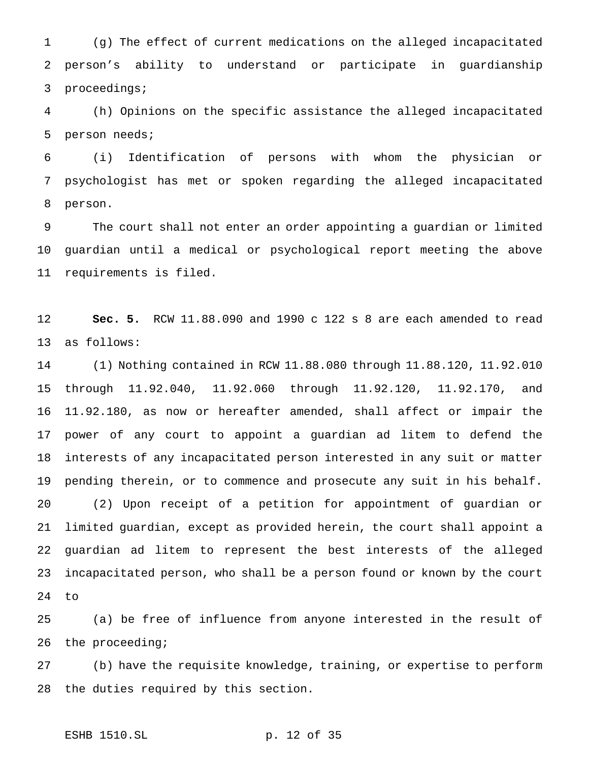(g) The effect of current medications on the alleged incapacitated person's ability to understand or participate in guardianship proceedings;

(h) Opinions on the specific assistance the alleged incapacitated person needs;

(i) Identification of persons with whom the physician or psychologist has met or spoken regarding the alleged incapacitated person.

The court shall not enter an order appointing a guardian or limited guardian until a medical or psychological report meeting the above requirements is filed.

**Sec. 5.** RCW 11.88.090 and 1990 c 122 s 8 are each amended to read as follows:

(1) Nothing contained in RCW 11.88.080 through 11.88.120, 11.92.010 through 11.92.040, 11.92.060 through 11.92.120, 11.92.170, and 11.92.180, as now or hereafter amended, shall affect or impair the power of any court to appoint a guardian ad litem to defend the interests of any incapacitated person interested in any suit or matter pending therein, or to commence and prosecute any suit in his behalf.

(2) Upon receipt of a petition for appointment of guardian or limited guardian, except as provided herein, the court shall appoint a guardian ad litem to represent the best interests of the alleged incapacitated person, who shall be a person found or known by the court to

(a) be free of influence from anyone interested in the result of the proceeding;

(b) have the requisite knowledge, training, or expertise to perform the duties required by this section.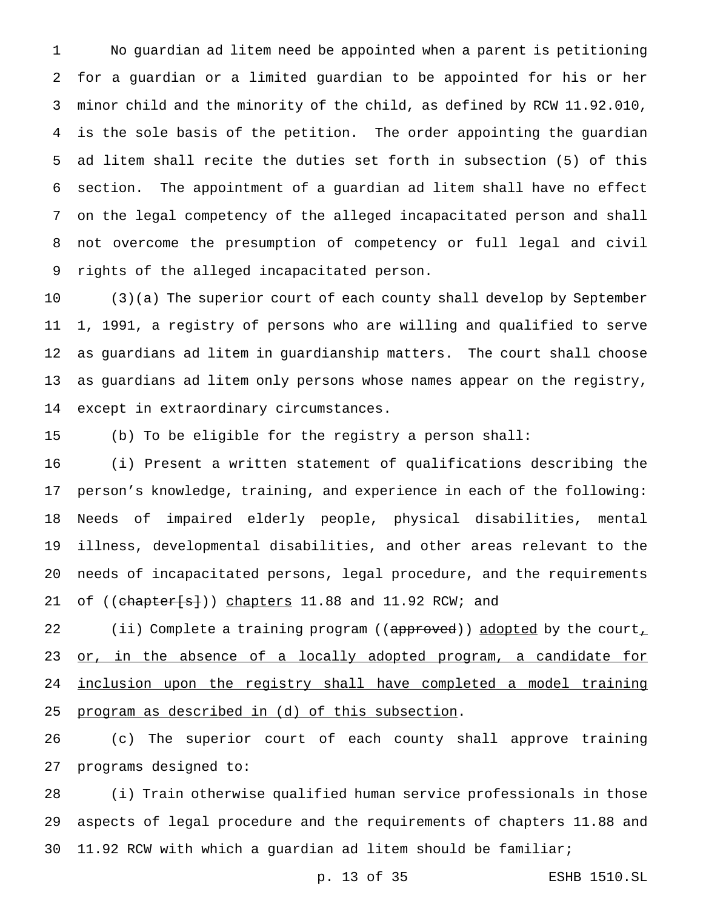No guardian ad litem need be appointed when a parent is petitioning for a guardian or a limited guardian to be appointed for his or her minor child and the minority of the child, as defined by RCW 11.92.010, is the sole basis of the petition. The order appointing the guardian ad litem shall recite the duties set forth in subsection (5) of this section. The appointment of a guardian ad litem shall have no effect on the legal competency of the alleged incapacitated person and shall not overcome the presumption of competency or full legal and civil rights of the alleged incapacitated person.

(3)(a) The superior court of each county shall develop by September 1, 1991, a registry of persons who are willing and qualified to serve as guardians ad litem in guardianship matters. The court shall choose as guardians ad litem only persons whose names appear on the registry, except in extraordinary circumstances.

(b) To be eligible for the registry a person shall:

(i) Present a written statement of qualifications describing the person's knowledge, training, and experience in each of the following: Needs of impaired elderly people, physical disabilities, mental illness, developmental disabilities, and other areas relevant to the needs of incapacitated persons, legal procedure, and the requirements of ((~~chapter[s]~~)) <u>chapters</u> 11.88 and 11.92 RCW; and

(ii) Complete a training program ((~~approved~~)) <u>adopted</u> by the court<u>, or, in the absence of a locally adopted program, a candidate for inclusion upon the registry shall have completed a model training program as described in (d) of this subsection</u>.

(c) The superior court of each county shall approve training programs designed to:

(i) Train otherwise qualified human service professionals in those aspects of legal procedure and the requirements of chapters 11.88 and 11.92 RCW with which a guardian ad litem should be familiar;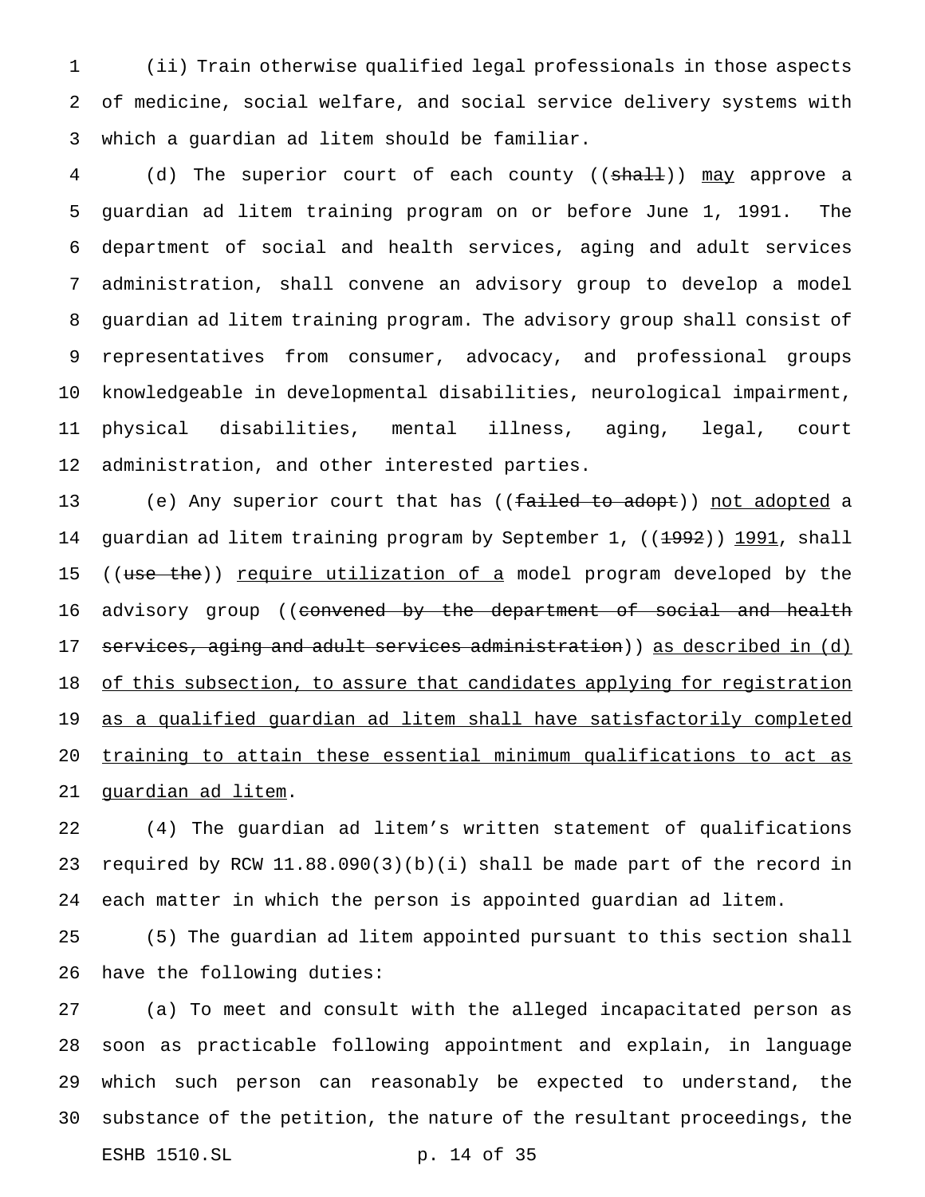(ii) Train otherwise qualified legal professionals in those aspects of medicine, social welfare, and social service delivery systems with which a guardian ad litem should be familiar.

(d) The superior court of each county ((~~shall~~)) <u>may</u> approve a guardian ad litem training program on or before June 1, 1991. The department of social and health services, aging and adult services administration, shall convene an advisory group to develop a model guardian ad litem training program. The advisory group shall consist of representatives from consumer, advocacy, and professional groups knowledgeable in developmental disabilities, neurological impairment, physical disabilities, mental illness, aging, legal, court administration, and other interested parties.

(e) Any superior court that has ((~~failed to adopt~~)) <u>not adopted</u> a guardian ad litem training program by September 1, ((~~1992~~)) <u>1991</u>, shall ((~~use the~~)) <u>require utilization of a</u> model program developed by the advisory group ((~~convened by the department of social and health services, aging and adult services administration~~)) <u>as described in (d) of this subsection, to assure that candidates applying for registration as a qualified guardian ad litem shall have satisfactorily completed training to attain these essential minimum qualifications to act as guardian ad litem</u>.

(4) The guardian ad litem's written statement of qualifications required by RCW 11.88.090(3)(b)(i) shall be made part of the record in each matter in which the person is appointed guardian ad litem.

(5) The guardian ad litem appointed pursuant to this section shall have the following duties:

(a) To meet and consult with the alleged incapacitated person as soon as practicable following appointment and explain, in language which such person can reasonably be expected to understand, the substance of the petition, the nature of the resultant proceedings, the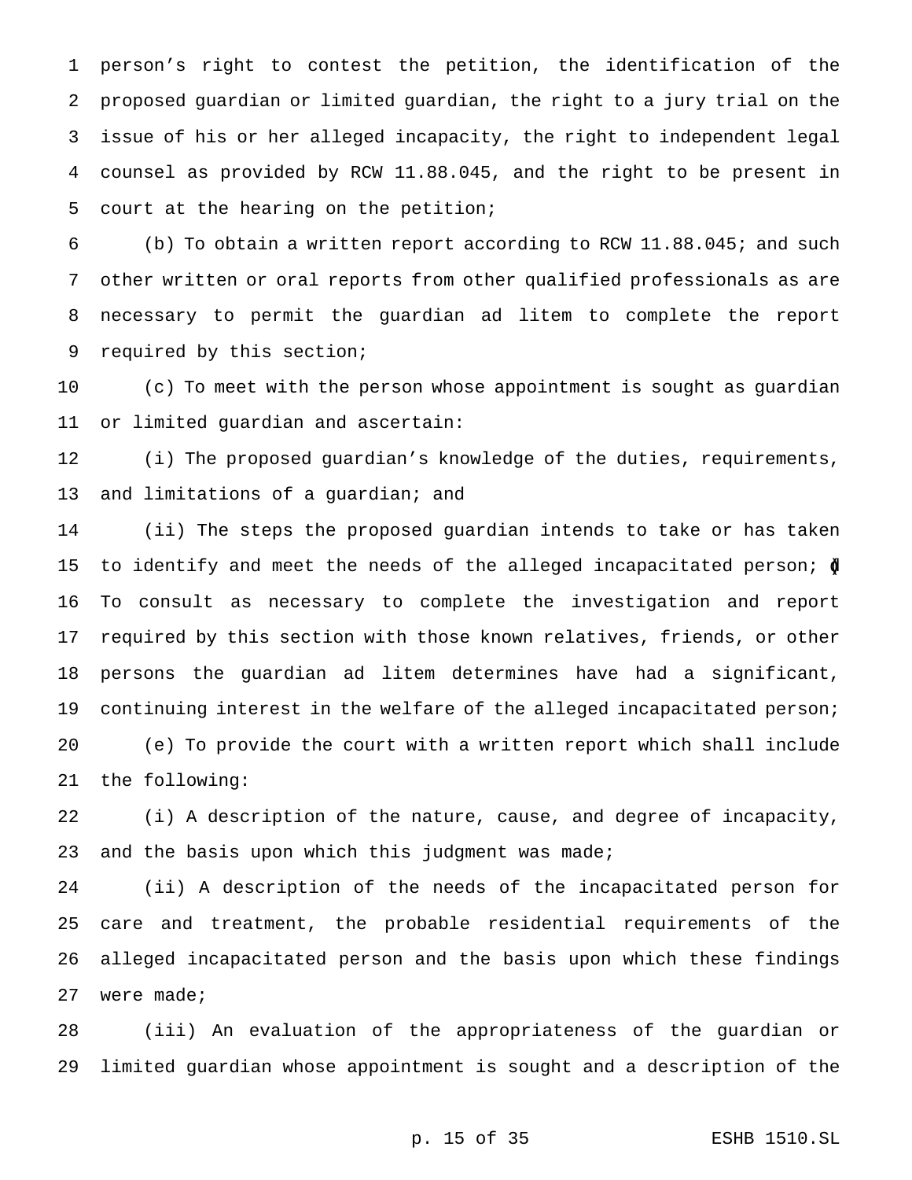person's right to contest the petition, the identification of the proposed guardian or limited guardian, the right to a jury trial on the issue of his or her alleged incapacity, the right to independent legal counsel as provided by RCW 11.88.045, and the right to be present in court at the hearing on the petition;

(b) To obtain a written report according to RCW 11.88.045; and such other written or oral reports from other qualified professionals as are necessary to permit the guardian ad litem to complete the report required by this section;

(c) To meet with the person whose appointment is sought as guardian or limited guardian and ascertain:

(i) The proposed guardian's knowledge of the duties, requirements, and limitations of a guardian; and

(ii) The steps the proposed guardian intends to take or has taken to identify and meet the needs of the alleged incapacitated person; (d) To consult as necessary to complete the investigation and report required by this section with those known relatives, friends, or other persons the guardian ad litem determines have had a significant, continuing interest in the welfare of the alleged incapacitated person;

(e) To provide the court with a written report which shall include the following:

(i) A description of the nature, cause, and degree of incapacity, and the basis upon which this judgment was made;

(ii) A description of the needs of the incapacitated person for care and treatment, the probable residential requirements of the alleged incapacitated person and the basis upon which these findings were made;

(iii) An evaluation of the appropriateness of the guardian or limited guardian whose appointment is sought and a description of the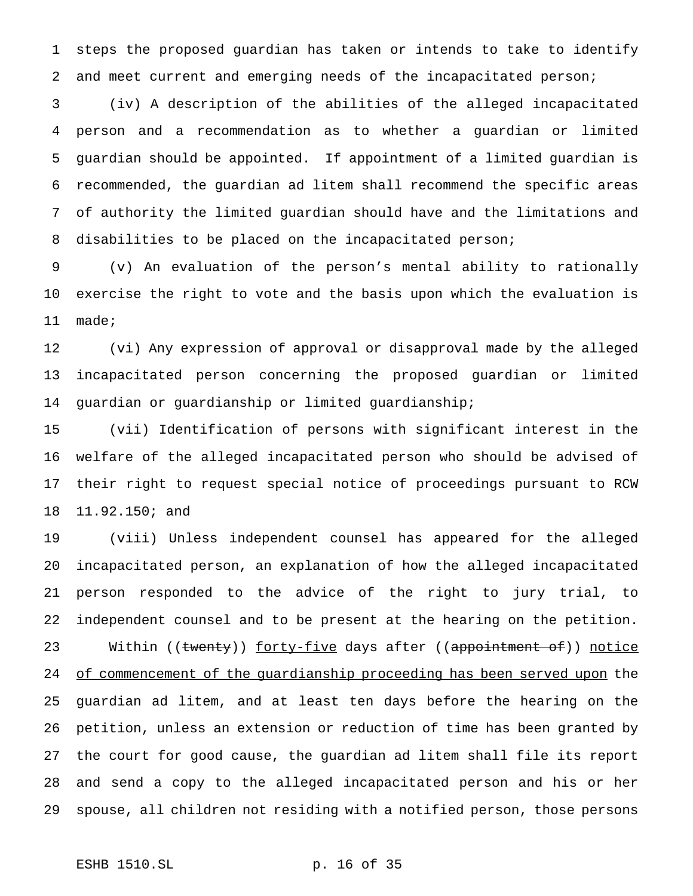steps the proposed guardian has taken or intends to take to identify and meet current and emerging needs of the incapacitated person;

(iv) A description of the abilities of the alleged incapacitated person and a recommendation as to whether a guardian or limited guardian should be appointed. If appointment of a limited guardian is recommended, the guardian ad litem shall recommend the specific areas of authority the limited guardian should have and the limitations and disabilities to be placed on the incapacitated person;

(v) An evaluation of the person's mental ability to rationally exercise the right to vote and the basis upon which the evaluation is made;

(vi) Any expression of approval or disapproval made by the alleged incapacitated person concerning the proposed guardian or limited guardian or guardianship or limited guardianship;

(vii) Identification of persons with significant interest in the welfare of the alleged incapacitated person who should be advised of their right to request special notice of proceedings pursuant to RCW 11.92.150; and

(viii) Unless independent counsel has appeared for the alleged incapacitated person, an explanation of how the alleged incapacitated person responded to the advice of the right to jury trial, to independent counsel and to be present at the hearing on the petition.

Within ((~~twenty~~)) <u>forty-five</u> days after ((~~appointment of~~)) <u>notice of commencement of the guardianship proceeding has been served upon</u> the guardian ad litem, and at least ten days before the hearing on the petition, unless an extension or reduction of time has been granted by the court for good cause, the guardian ad litem shall file its report and send a copy to the alleged incapacitated person and his or her spouse, all children not residing with a notified person, those persons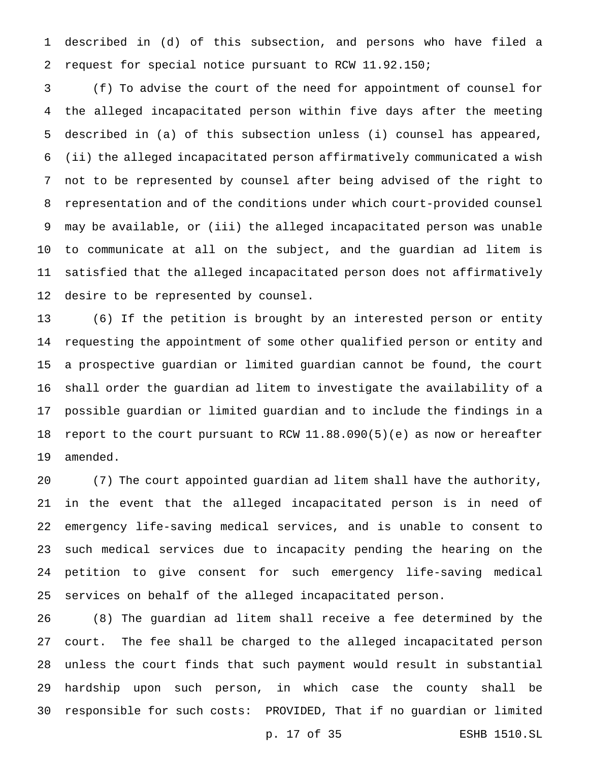described in (d) of this subsection, and persons who have filed a request for special notice pursuant to RCW 11.92.150;

(f) To advise the court of the need for appointment of counsel for the alleged incapacitated person within five days after the meeting described in (a) of this subsection unless (i) counsel has appeared, (ii) the alleged incapacitated person affirmatively communicated a wish not to be represented by counsel after being advised of the right to representation and of the conditions under which court-provided counsel may be available, or (iii) the alleged incapacitated person was unable to communicate at all on the subject, and the guardian ad litem is satisfied that the alleged incapacitated person does not affirmatively desire to be represented by counsel.

(6) If the petition is brought by an interested person or entity requesting the appointment of some other qualified person or entity and a prospective guardian or limited guardian cannot be found, the court shall order the guardian ad litem to investigate the availability of a possible guardian or limited guardian and to include the findings in a report to the court pursuant to RCW 11.88.090(5)(e) as now or hereafter amended.

(7) The court appointed guardian ad litem shall have the authority, in the event that the alleged incapacitated person is in need of emergency life-saving medical services, and is unable to consent to such medical services due to incapacity pending the hearing on the petition to give consent for such emergency life-saving medical services on behalf of the alleged incapacitated person.

(8) The guardian ad litem shall receive a fee determined by the court. The fee shall be charged to the alleged incapacitated person unless the court finds that such payment would result in substantial hardship upon such person, in which case the county shall be responsible for such costs: PROVIDED, That if no guardian or limited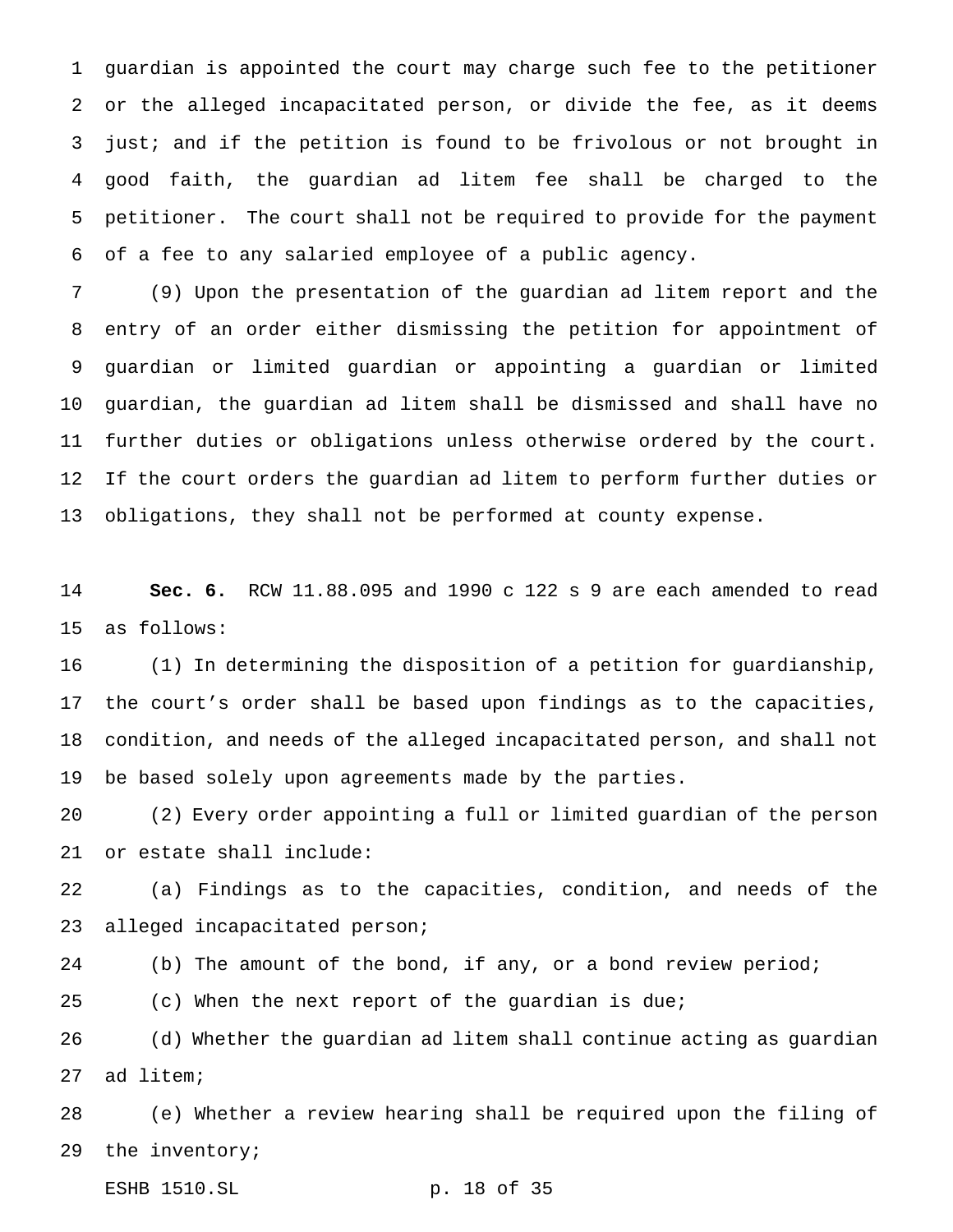guardian is appointed the court may charge such fee to the petitioner or the alleged incapacitated person, or divide the fee, as it deems just; and if the petition is found to be frivolous or not brought in good faith, the guardian ad litem fee shall be charged to the petitioner. The court shall not be required to provide for the payment of a fee to any salaried employee of a public agency.

(9) Upon the presentation of the guardian ad litem report and the entry of an order either dismissing the petition for appointment of guardian or limited guardian or appointing a guardian or limited guardian, the guardian ad litem shall be dismissed and shall have no further duties or obligations unless otherwise ordered by the court. If the court orders the guardian ad litem to perform further duties or obligations, they shall not be performed at county expense.

**Sec. 6.** RCW 11.88.095 and 1990 c 122 s 9 are each amended to read as follows:

(1) In determining the disposition of a petition for guardianship, the court's order shall be based upon findings as to the capacities, condition, and needs of the alleged incapacitated person, and shall not be based solely upon agreements made by the parties.

(2) Every order appointing a full or limited guardian of the person or estate shall include:

(a) Findings as to the capacities, condition, and needs of the alleged incapacitated person;

(b) The amount of the bond, if any, or a bond review period;

(c) When the next report of the guardian is due;

(d) Whether the guardian ad litem shall continue acting as guardian ad litem;

(e) Whether a review hearing shall be required upon the filing of the inventory;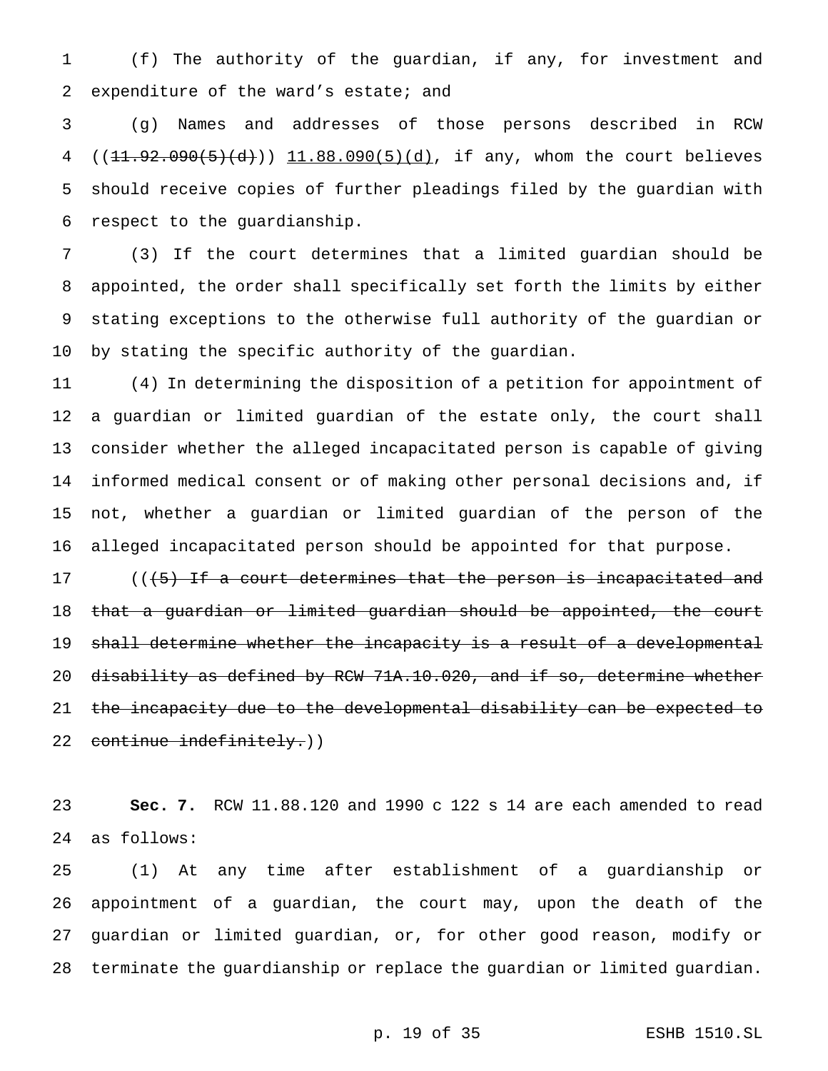(f) The authority of the guardian, if any, for investment and expenditure of the ward's estate; and

(g) Names and addresses of those persons described in RCW ((~~11.92.090(5)(d)~~)) 11.88.090(5)(d), if any, whom the court believes should receive copies of further pleadings filed by the guardian with respect to the guardianship.

(3) If the court determines that a limited guardian should be appointed, the order shall specifically set forth the limits by either stating exceptions to the otherwise full authority of the guardian or by stating the specific authority of the guardian.

(4) In determining the disposition of a petition for appointment of a guardian or limited guardian of the estate only, the court shall consider whether the alleged incapacitated person is capable of giving informed medical consent or of making other personal decisions and, if not, whether a guardian or limited guardian of the person of the alleged incapacitated person should be appointed for that purpose.

((~~(5) If a court determines that the person is incapacitated and that a guardian or limited guardian should be appointed, the court shall determine whether the incapacity is a result of a developmental disability as defined by RCW 71A.10.020, and if so, determine whether the incapacity due to the developmental disability can be expected to continue indefinitely.~~))

**Sec. 7.** RCW 11.88.120 and 1990 c 122 s 14 are each amended to read as follows:

(1) At any time after establishment of a guardianship or appointment of a guardian, the court may, upon the death of the guardian or limited guardian, or, for other good reason, modify or terminate the guardianship or replace the guardian or limited guardian.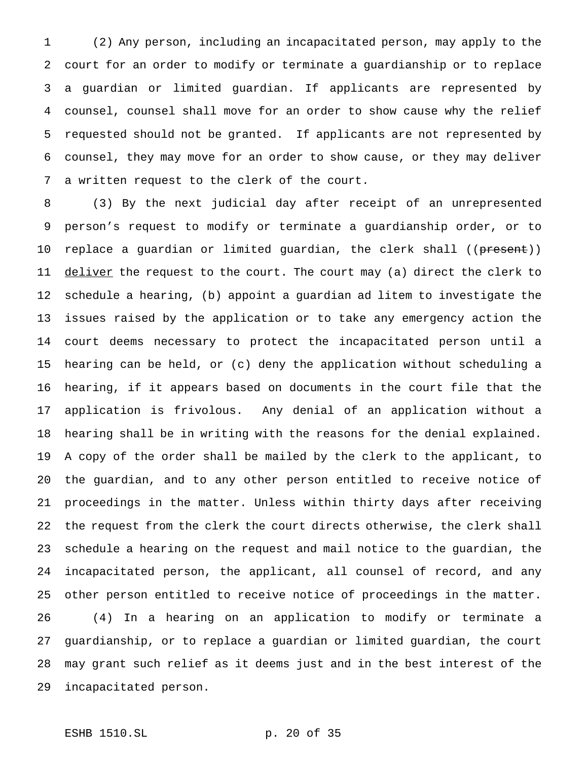(2) Any person, including an incapacitated person, may apply to the court for an order to modify or terminate a guardianship or to replace a guardian or limited guardian. If applicants are represented by counsel, counsel shall move for an order to show cause why the relief requested should not be granted. If applicants are not represented by counsel, they may move for an order to show cause, or they may deliver a written request to the clerk of the court.

(3) By the next judicial day after receipt of an unrepresented person's request to modify or terminate a guardianship order, or to replace a guardian or limited guardian, the clerk shall ((~~present~~)) <u>deliver</u> the request to the court. The court may (a) direct the clerk to schedule a hearing, (b) appoint a guardian ad litem to investigate the issues raised by the application or to take any emergency action the court deems necessary to protect the incapacitated person until a hearing can be held, or (c) deny the application without scheduling a hearing, if it appears based on documents in the court file that the application is frivolous. Any denial of an application without a hearing shall be in writing with the reasons for the denial explained. A copy of the order shall be mailed by the clerk to the applicant, to the guardian, and to any other person entitled to receive notice of proceedings in the matter. Unless within thirty days after receiving the request from the clerk the court directs otherwise, the clerk shall schedule a hearing on the request and mail notice to the guardian, the incapacitated person, the applicant, all counsel of record, and any other person entitled to receive notice of proceedings in the matter.

(4) In a hearing on an application to modify or terminate a guardianship, or to replace a guardian or limited guardian, the court may grant such relief as it deems just and in the best interest of the incapacitated person.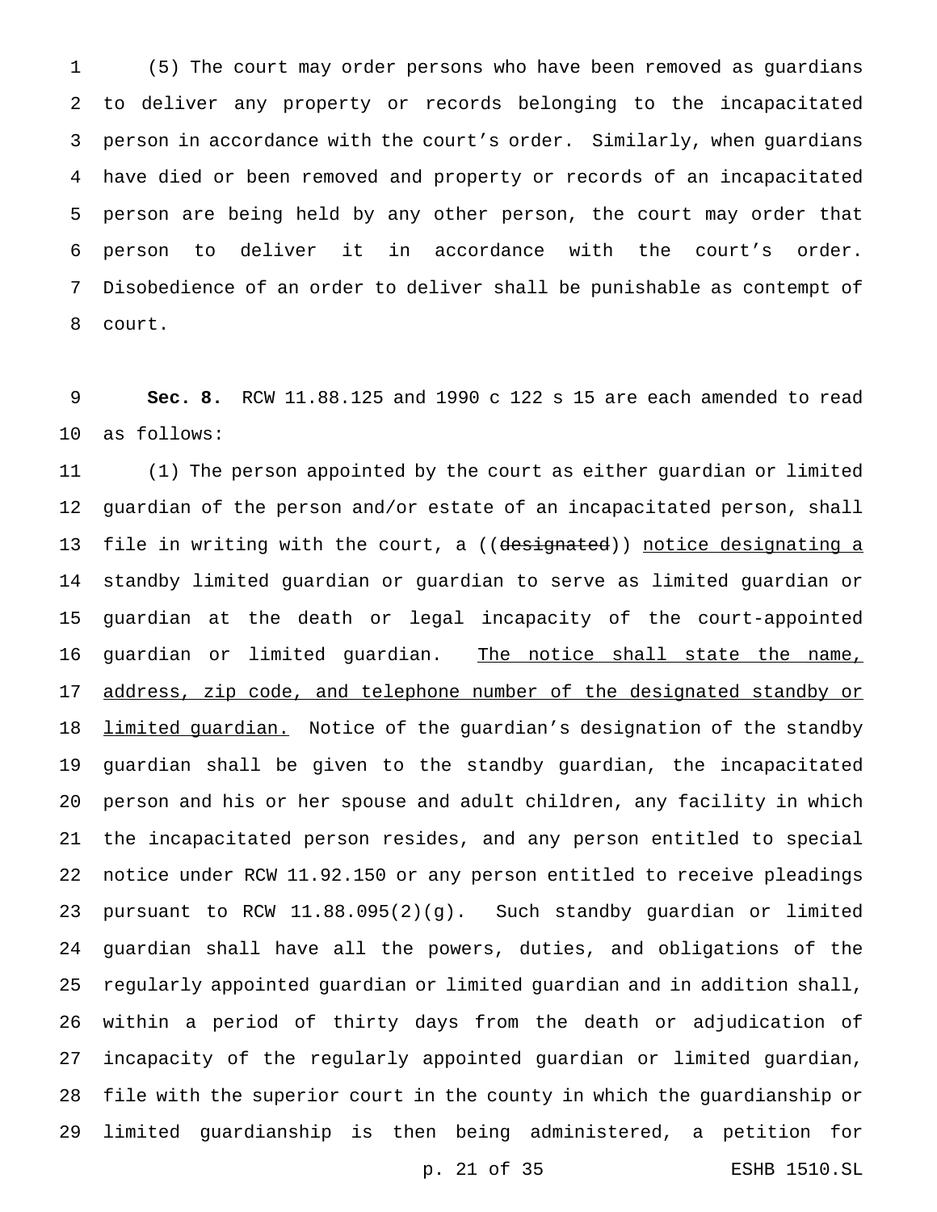(5) The court may order persons who have been removed as guardians to deliver any property or records belonging to the incapacitated person in accordance with the court's order. Similarly, when guardians have died or been removed and property or records of an incapacitated person are being held by any other person, the court may order that person to deliver it in accordance with the court's order. Disobedience of an order to deliver shall be punishable as contempt of court.

**Sec. 8.** RCW 11.88.125 and 1990 c 122 s 15 are each amended to read as follows:

(1) The person appointed by the court as either guardian or limited guardian of the person and/or estate of an incapacitated person, shall file in writing with the court, a ((~~designated~~)) <u>notice designating a</u> standby limited guardian or guardian to serve as limited guardian or guardian at the death or legal incapacity of the court-appointed guardian or limited guardian. <u>The notice shall state the name, address, zip code, and telephone number of the designated standby or limited guardian.</u> Notice of the guardian's designation of the standby guardian shall be given to the standby guardian, the incapacitated person and his or her spouse and adult children, any facility in which the incapacitated person resides, and any person entitled to special notice under RCW 11.92.150 or any person entitled to receive pleadings pursuant to RCW 11.88.095(2)(g). Such standby guardian or limited guardian shall have all the powers, duties, and obligations of the regularly appointed guardian or limited guardian and in addition shall, within a period of thirty days from the death or adjudication of incapacity of the regularly appointed guardian or limited guardian, file with the superior court in the county in which the guardianship or limited guardianship is then being administered, a petition for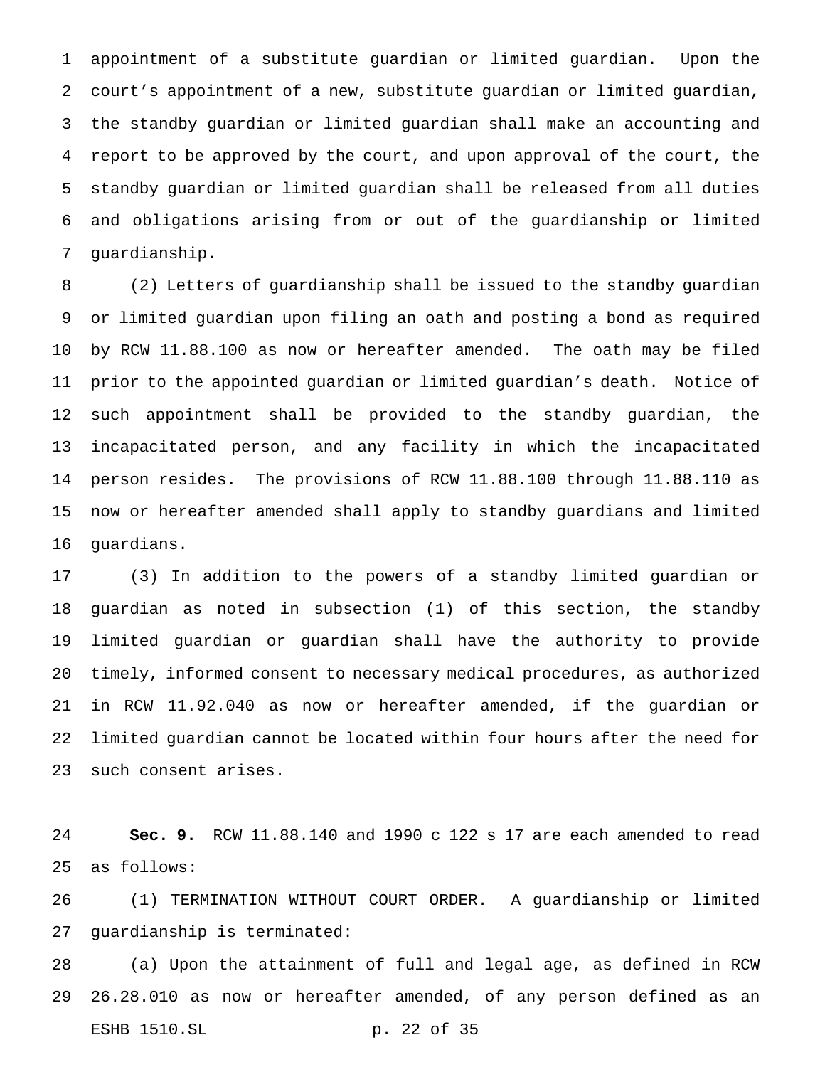appointment of a substitute guardian or limited guardian. Upon the court's appointment of a new, substitute guardian or limited guardian, the standby guardian or limited guardian shall make an accounting and report to be approved by the court, and upon approval of the court, the standby guardian or limited guardian shall be released from all duties and obligations arising from or out of the guardianship or limited guardianship.

(2) Letters of guardianship shall be issued to the standby guardian or limited guardian upon filing an oath and posting a bond as required by RCW 11.88.100 as now or hereafter amended. The oath may be filed prior to the appointed guardian or limited guardian's death. Notice of such appointment shall be provided to the standby guardian, the incapacitated person, and any facility in which the incapacitated person resides. The provisions of RCW 11.88.100 through 11.88.110 as now or hereafter amended shall apply to standby guardians and limited guardians.

(3) In addition to the powers of a standby limited guardian or guardian as noted in subsection (1) of this section, the standby limited guardian or guardian shall have the authority to provide timely, informed consent to necessary medical procedures, as authorized in RCW 11.92.040 as now or hereafter amended, if the guardian or limited guardian cannot be located within four hours after the need for such consent arises.

**Sec. 9.** RCW 11.88.140 and 1990 c 122 s 17 are each amended to read as follows:

(1) TERMINATION WITHOUT COURT ORDER. A guardianship or limited guardianship is terminated:

(a) Upon the attainment of full and legal age, as defined in RCW 26.28.010 as now or hereafter amended, of any person defined as an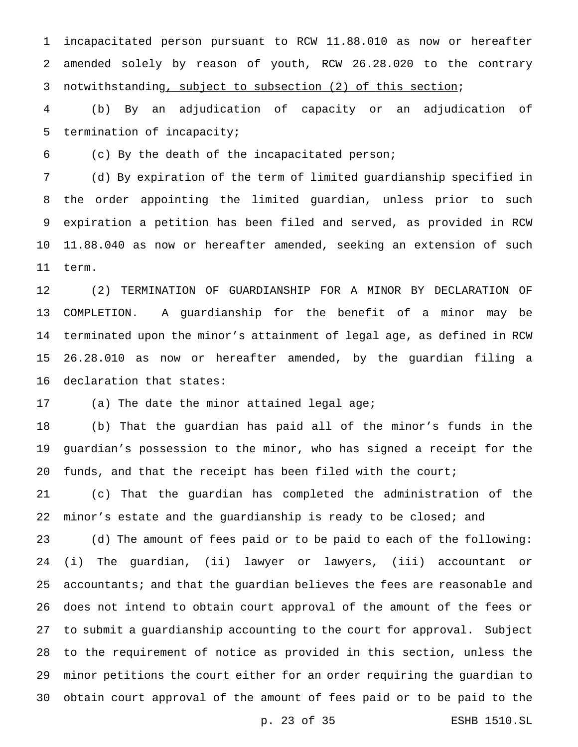incapacitated person pursuant to RCW 11.88.010 as now or hereafter amended solely by reason of youth, RCW 26.28.020 to the contrary notwithstanding, subject to subsection (2) of this section;

(b) By an adjudication of capacity or an adjudication of termination of incapacity;

(c) By the death of the incapacitated person;

(d) By expiration of the term of limited guardianship specified in the order appointing the limited guardian, unless prior to such expiration a petition has been filed and served, as provided in RCW 11.88.040 as now or hereafter amended, seeking an extension of such term.

(2) TERMINATION OF GUARDIANSHIP FOR A MINOR BY DECLARATION OF COMPLETION. A guardianship for the benefit of a minor may be terminated upon the minor's attainment of legal age, as defined in RCW 26.28.010 as now or hereafter amended, by the guardian filing a declaration that states:

(a) The date the minor attained legal age;

(b) That the guardian has paid all of the minor's funds in the guardian's possession to the minor, who has signed a receipt for the funds, and that the receipt has been filed with the court;

(c) That the guardian has completed the administration of the minor's estate and the guardianship is ready to be closed; and

(d) The amount of fees paid or to be paid to each of the following: (i) The guardian, (ii) lawyer or lawyers, (iii) accountant or accountants; and that the guardian believes the fees are reasonable and does not intend to obtain court approval of the amount of the fees or to submit a guardianship accounting to the court for approval. Subject to the requirement of notice as provided in this section, unless the minor petitions the court either for an order requiring the guardian to obtain court approval of the amount of fees paid or to be paid to the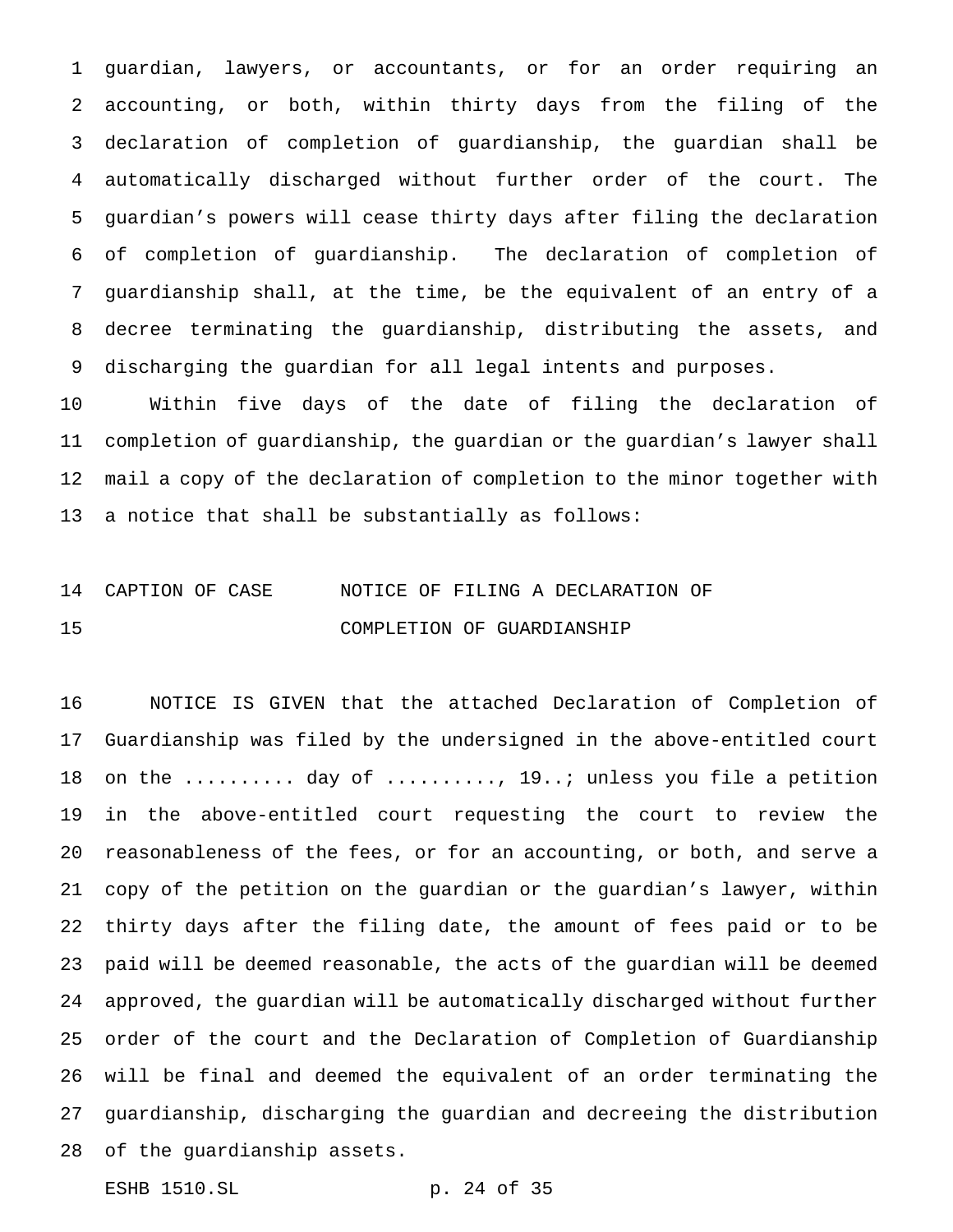guardian, lawyers, or accountants, or for an order requiring an accounting, or both, within thirty days from the filing of the declaration of completion of guardianship, the guardian shall be automatically discharged without further order of the court. The guardian's powers will cease thirty days after filing the declaration of completion of guardianship. The declaration of completion of guardianship shall, at the time, be the equivalent of an entry of a decree terminating the guardianship, distributing the assets, and discharging the guardian for all legal intents and purposes.

Within five days of the date of filing the declaration of completion of guardianship, the guardian or the guardian's lawyer shall mail a copy of the declaration of completion to the minor together with a notice that shall be substantially as follows:

CAPTION OF CASE NOTICE OF FILING A DECLARATION OF COMPLETION OF GUARDIANSHIP

NOTICE IS GIVEN that the attached Declaration of Completion of Guardianship was filed by the undersigned in the above-entitled court on the .......... day of .........., 19..; unless you file a petition in the above-entitled court requesting the court to review the reasonableness of the fees, or for an accounting, or both, and serve a copy of the petition on the guardian or the guardian's lawyer, within thirty days after the filing date, the amount of fees paid or to be paid will be deemed reasonable, the acts of the guardian will be deemed approved, the guardian will be automatically discharged without further order of the court and the Declaration of Completion of Guardianship will be final and deemed the equivalent of an order terminating the guardianship, discharging the guardian and decreeing the distribution of the guardianship assets.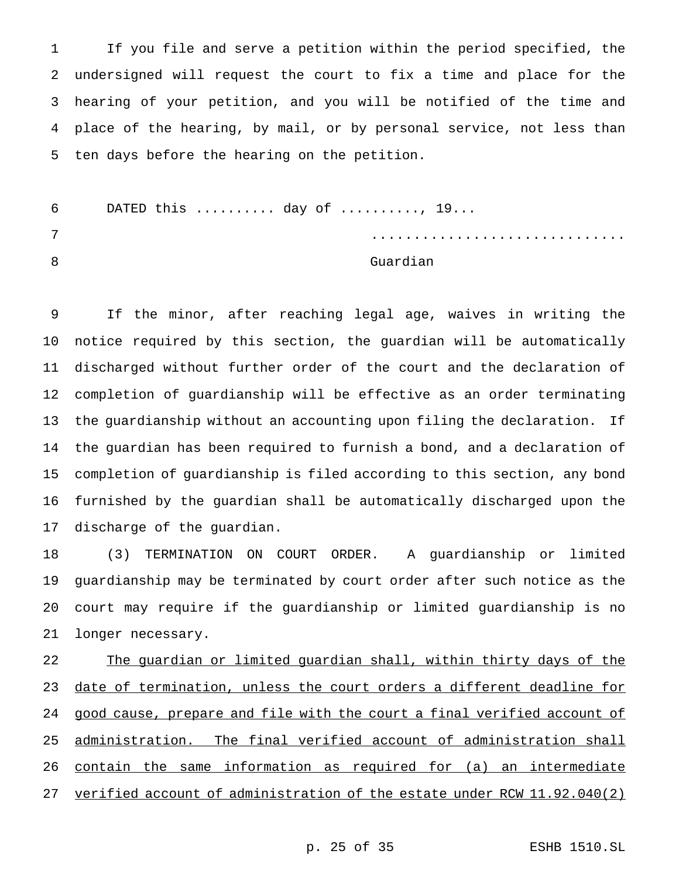If you file and serve a petition within the period specified, the undersigned will request the court to fix a time and place for the hearing of your petition, and you will be notified of the time and place of the hearing, by mail, or by personal service, not less than ten days before the hearing on the petition.

DATED this .......... day of .........., 19...

..............................
Guardian

If the minor, after reaching legal age, waives in writing the notice required by this section, the guardian will be automatically discharged without further order of the court and the declaration of completion of guardianship will be effective as an order terminating the guardianship without an accounting upon filing the declaration. If the guardian has been required to furnish a bond, and a declaration of completion of guardianship is filed according to this section, any bond furnished by the guardian shall be automatically discharged upon the discharge of the guardian.

(3) TERMINATION ON COURT ORDER. A guardianship or limited guardianship may be terminated by court order after such notice as the court may require if the guardianship or limited guardianship is no longer necessary.

<u>The guardian or limited guardian shall, within thirty days of the date of termination, unless the court orders a different deadline for good cause, prepare and file with the court a final verified account of administration. The final verified account of administration shall contain the same information as required for (a) an intermediate verified account of administration of the estate under RCW 11.92.040(2)</u>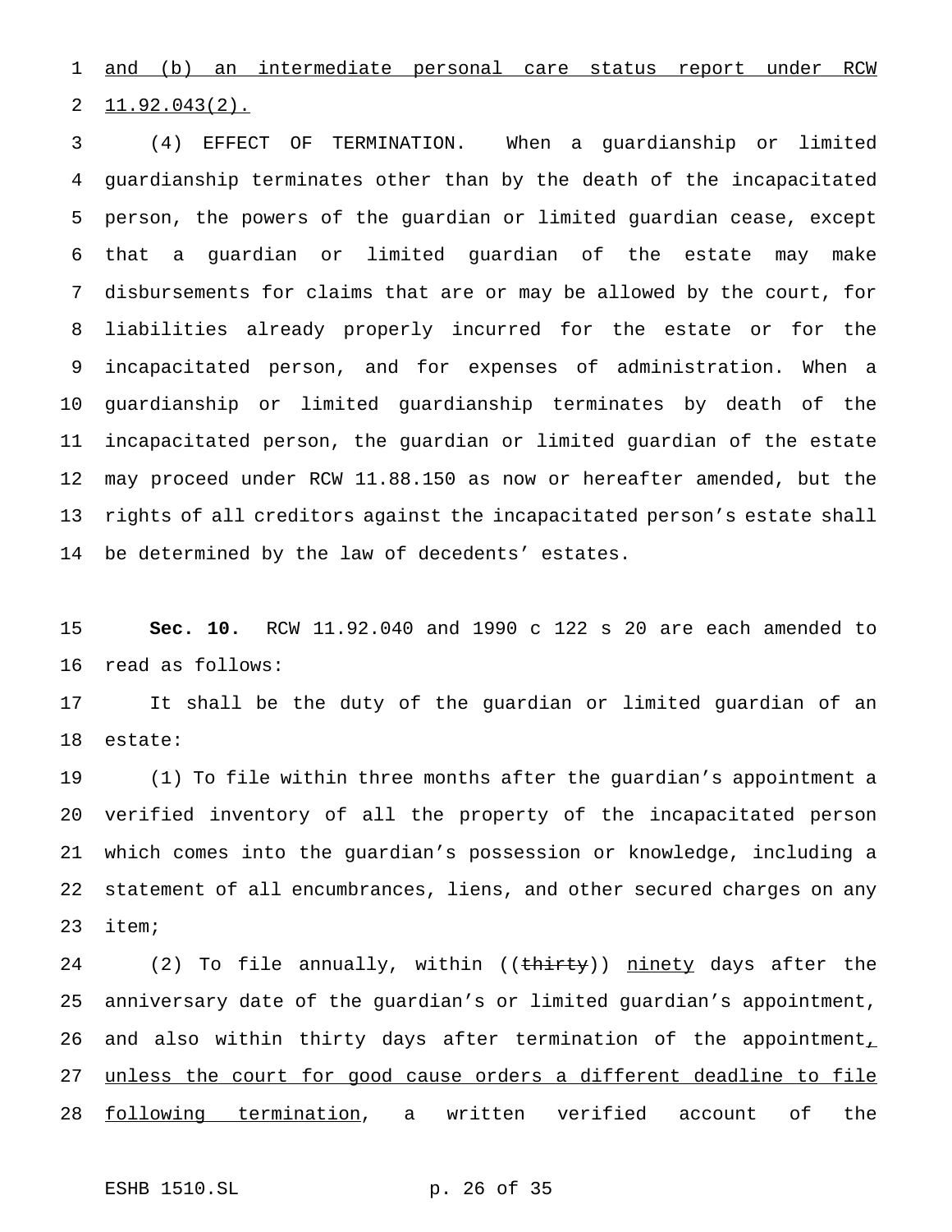and (b) an intermediate personal care status report under RCW 11.92.043(2).

(4) EFFECT OF TERMINATION. When a guardianship or limited guardianship terminates other than by the death of the incapacitated person, the powers of the guardian or limited guardian cease, except that a guardian or limited guardian of the estate may make disbursements for claims that are or may be allowed by the court, for liabilities already properly incurred for the estate or for the incapacitated person, and for expenses of administration. When a guardianship or limited guardianship terminates by death of the incapacitated person, the guardian or limited guardian of the estate may proceed under RCW 11.88.150 as now or hereafter amended, but the rights of all creditors against the incapacitated person's estate shall be determined by the law of decedents' estates.

**Sec. 10.** RCW 11.92.040 and 1990 c 122 s 20 are each amended to read as follows:

It shall be the duty of the guardian or limited guardian of an estate:

(1) To file within three months after the guardian's appointment a verified inventory of all the property of the incapacitated person which comes into the guardian's possession or knowledge, including a statement of all encumbrances, liens, and other secured charges on any item;

(2) To file annually, within ((~~thirty~~)) ninety days after the anniversary date of the guardian's or limited guardian's appointment, and also within thirty days after termination of the appointment, unless the court for good cause orders a different deadline to file following termination, a written verified account of the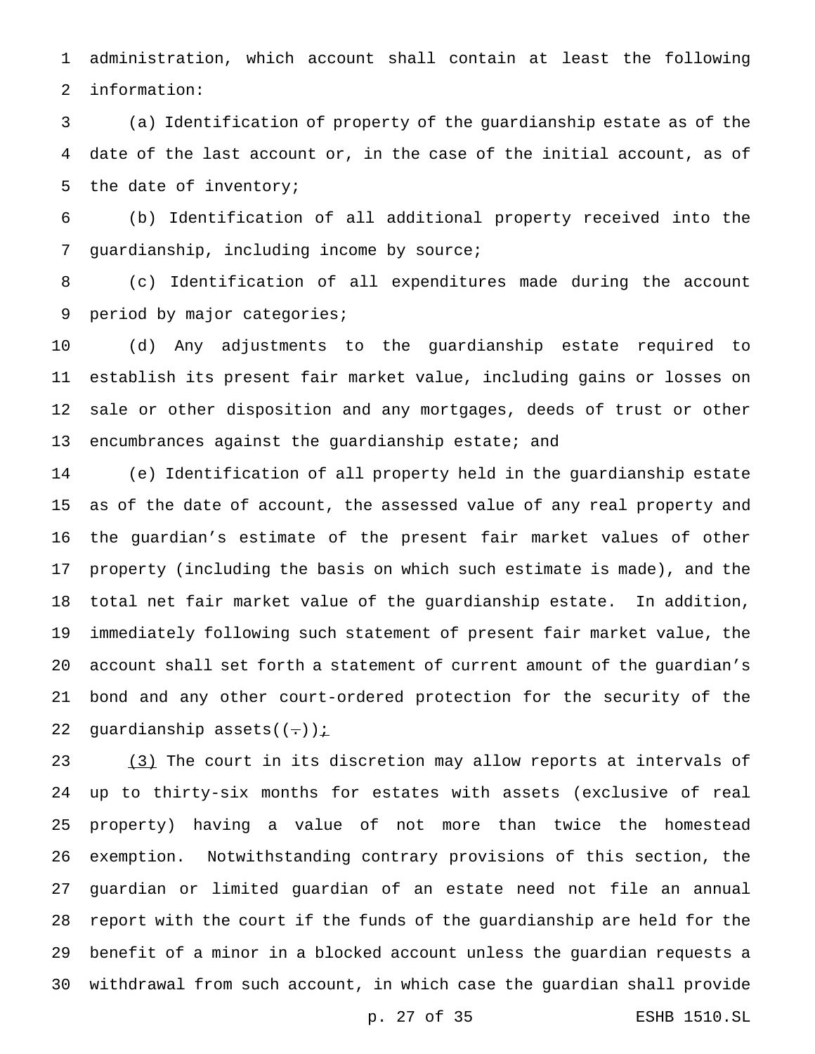administration, which account shall contain at least the following information:

(a) Identification of property of the guardianship estate as of the date of the last account or, in the case of the initial account, as of the date of inventory;

(b) Identification of all additional property received into the guardianship, including income by source;

(c) Identification of all expenditures made during the account period by major categories;

(d) Any adjustments to the guardianship estate required to establish its present fair market value, including gains or losses on sale or other disposition and any mortgages, deeds of trust or other encumbrances against the guardianship estate; and

(e) Identification of all property held in the guardianship estate as of the date of account, the assessed value of any real property and the guardian's estimate of the present fair market values of other property (including the basis on which such estimate is made), and the total net fair market value of the guardianship estate. In addition, immediately following such statement of present fair market value, the account shall set forth a statement of current amount of the guardian's bond and any other court-ordered protection for the security of the guardianship assets((.));

(3) The court in its discretion may allow reports at intervals of up to thirty-six months for estates with assets (exclusive of real property) having a value of not more than twice the homestead exemption. Notwithstanding contrary provisions of this section, the guardian or limited guardian of an estate need not file an annual report with the court if the funds of the guardianship are held for the benefit of a minor in a blocked account unless the guardian requests a withdrawal from such account, in which case the guardian shall provide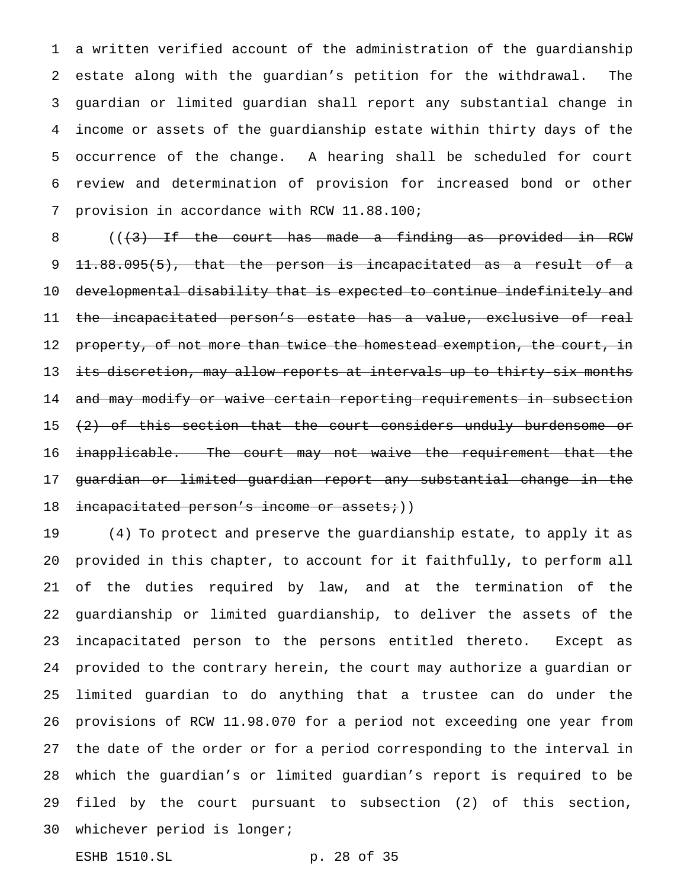a written verified account of the administration of the guardianship estate along with the guardian's petition for the withdrawal. The guardian or limited guardian shall report any substantial change in income or assets of the guardianship estate within thirty days of the occurrence of the change. A hearing shall be scheduled for court review and determination of provision for increased bond or other provision in accordance with RCW 11.88.100;

((~~(3) If the court has made a finding as provided in RCW 11.88.095(5), that the person is incapacitated as a result of a developmental disability that is expected to continue indefinitely and the incapacitated person's estate has a value, exclusive of real property, of not more than twice the homestead exemption, the court, in its discretion, may allow reports at intervals up to thirty-six months and may modify or waive certain reporting requirements in subsection (2) of this section that the court considers unduly burdensome or inapplicable. The court may not waive the requirement that the guardian or limited guardian report any substantial change in the incapacitated person's income or assets;~~))

(4) To protect and preserve the guardianship estate, to apply it as provided in this chapter, to account for it faithfully, to perform all of the duties required by law, and at the termination of the guardianship or limited guardianship, to deliver the assets of the incapacitated person to the persons entitled thereto. Except as provided to the contrary herein, the court may authorize a guardian or limited guardian to do anything that a trustee can do under the provisions of RCW 11.98.070 for a period not exceeding one year from the date of the order or for a period corresponding to the interval in which the guardian's or limited guardian's report is required to be filed by the court pursuant to subsection (2) of this section, whichever period is longer;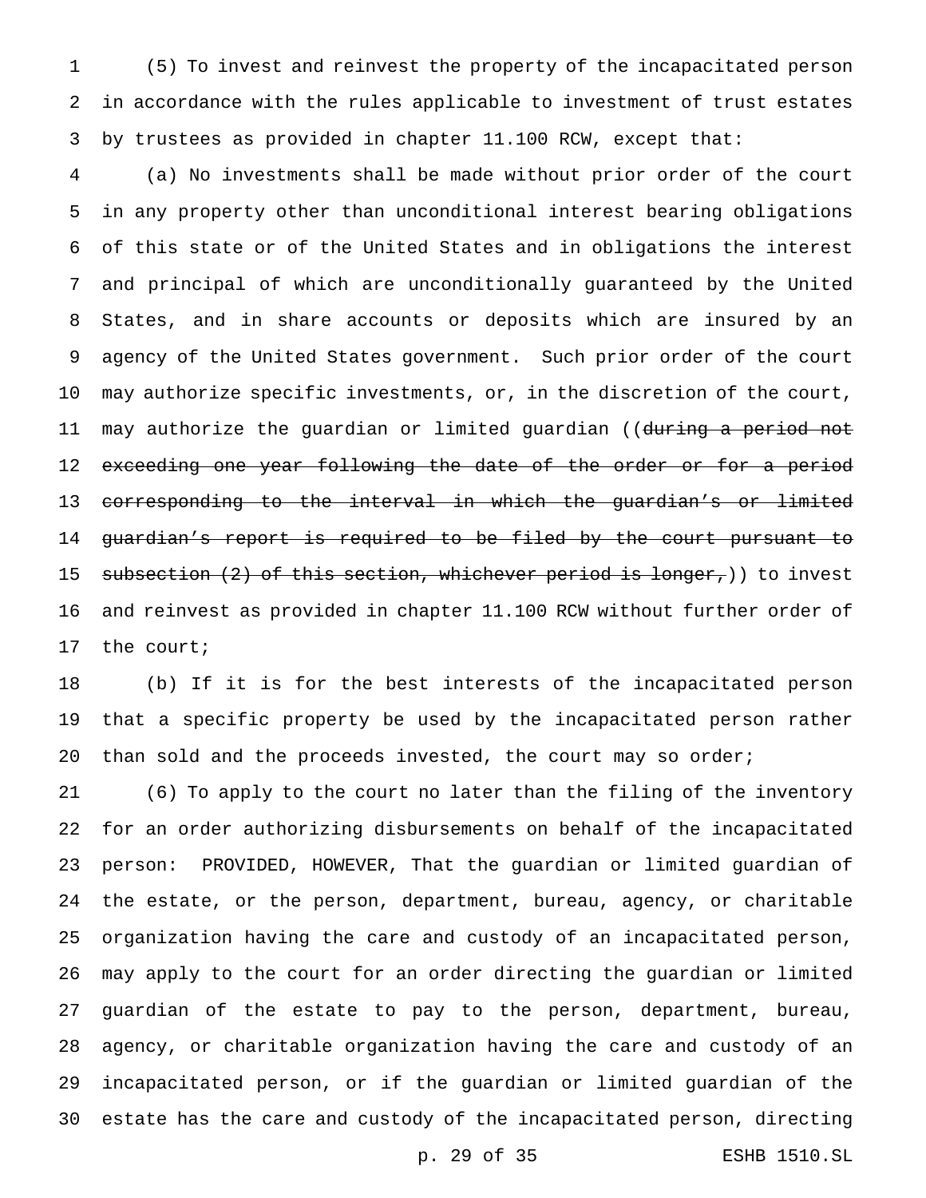(5) To invest and reinvest the property of the incapacitated person in accordance with the rules applicable to investment of trust estates by trustees as provided in chapter 11.100 RCW, except that:

(a) No investments shall be made without prior order of the court in any property other than unconditional interest bearing obligations of this state or of the United States and in obligations the interest and principal of which are unconditionally guaranteed by the United States, and in share accounts or deposits which are insured by an agency of the United States government. Such prior order of the court may authorize specific investments, or, in the discretion of the court, may authorize the guardian or limited guardian ((~~during a period not exceeding one year following the date of the order or for a period corresponding to the interval in which the guardian's or limited guardian's report is required to be filed by the court pursuant to subsection (2) of this section, whichever period is longer,~~)) to invest and reinvest as provided in chapter 11.100 RCW without further order of the court;

(b) If it is for the best interests of the incapacitated person that a specific property be used by the incapacitated person rather than sold and the proceeds invested, the court may so order;

(6) To apply to the court no later than the filing of the inventory for an order authorizing disbursements on behalf of the incapacitated person: PROVIDED, HOWEVER, That the guardian or limited guardian of the estate, or the person, department, bureau, agency, or charitable organization having the care and custody of an incapacitated person, may apply to the court for an order directing the guardian or limited guardian of the estate to pay to the person, department, bureau, agency, or charitable organization having the care and custody of an incapacitated person, or if the guardian or limited guardian of the estate has the care and custody of the incapacitated person, directing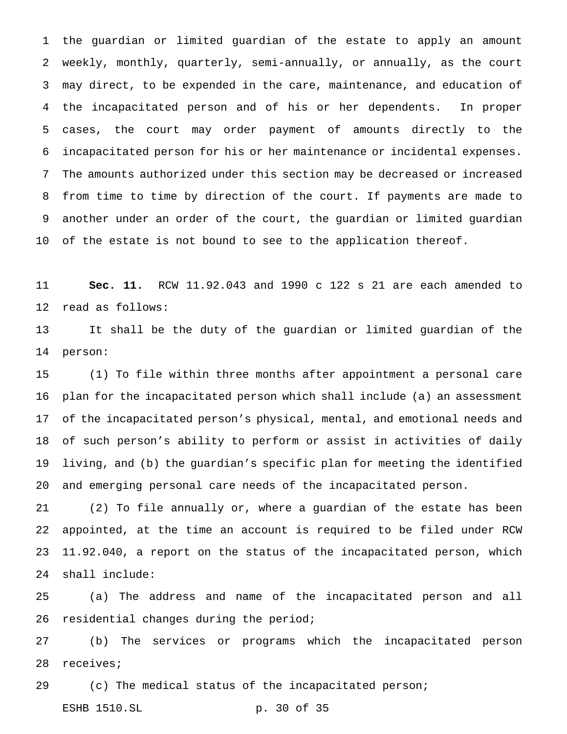the guardian or limited guardian of the estate to apply an amount weekly, monthly, quarterly, semi-annually, or annually, as the court may direct, to be expended in the care, maintenance, and education of the incapacitated person and of his or her dependents. In proper cases, the court may order payment of amounts directly to the incapacitated person for his or her maintenance or incidental expenses. The amounts authorized under this section may be decreased or increased from time to time by direction of the court. If payments are made to another under an order of the court, the guardian or limited guardian of the estate is not bound to see to the application thereof.

**Sec. 11.** RCW 11.92.043 and 1990 c 122 s 21 are each amended to read as follows:

It shall be the duty of the guardian or limited guardian of the person:

(1) To file within three months after appointment a personal care plan for the incapacitated person which shall include (a) an assessment of the incapacitated person's physical, mental, and emotional needs and of such person's ability to perform or assist in activities of daily living, and (b) the guardian's specific plan for meeting the identified and emerging personal care needs of the incapacitated person.

(2) To file annually or, where a guardian of the estate has been appointed, at the time an account is required to be filed under RCW 11.92.040, a report on the status of the incapacitated person, which shall include:

(a) The address and name of the incapacitated person and all residential changes during the period;

(b) The services or programs which the incapacitated person receives;

(c) The medical status of the incapacitated person;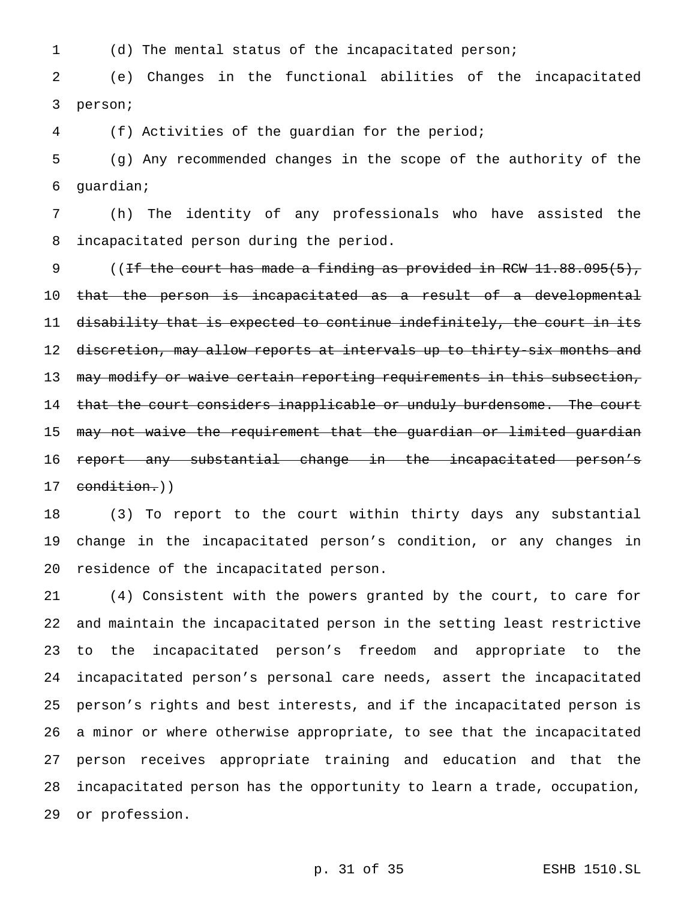(d) The mental status of the incapacitated person;

(e) Changes in the functional abilities of the incapacitated person;

(f) Activities of the guardian for the period;

(g) Any recommended changes in the scope of the authority of the guardian;

(h) The identity of any professionals who have assisted the incapacitated person during the period.

((~~If the court has made a finding as provided in RCW 11.88.095(5), that the person is incapacitated as a result of a developmental disability that is expected to continue indefinitely, the court in its discretion, may allow reports at intervals up to thirty-six months and may modify or waive certain reporting requirements in this subsection, that the court considers inapplicable or unduly burdensome. The court may not waive the requirement that the guardian or limited guardian report any substantial change in the incapacitated person's condition.~~))

(3) To report to the court within thirty days any substantial change in the incapacitated person's condition, or any changes in residence of the incapacitated person.

(4) Consistent with the powers granted by the court, to care for and maintain the incapacitated person in the setting least restrictive to the incapacitated person's freedom and appropriate to the incapacitated person's personal care needs, assert the incapacitated person's rights and best interests, and if the incapacitated person is a minor or where otherwise appropriate, to see that the incapacitated person receives appropriate training and education and that the incapacitated person has the opportunity to learn a trade, occupation, or profession.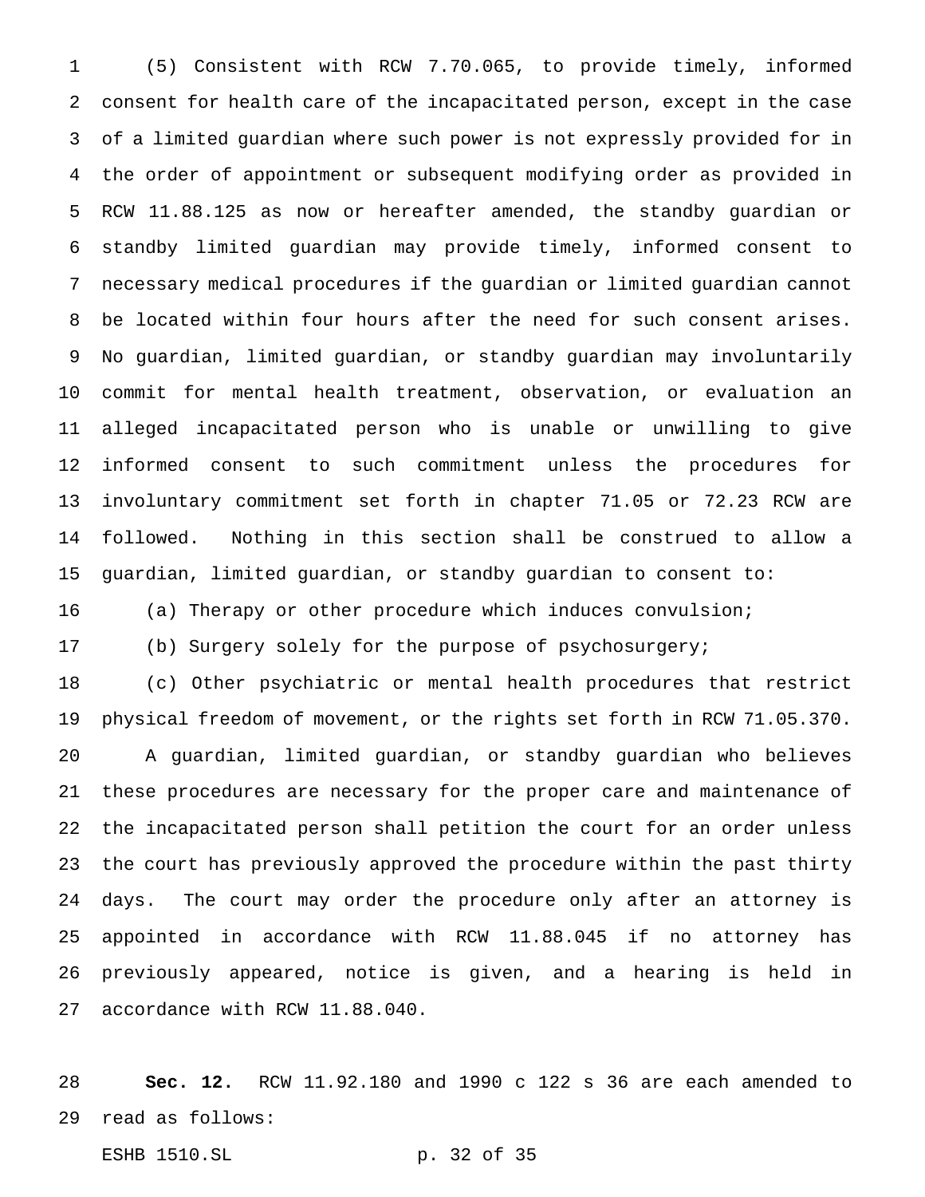(5) Consistent with RCW 7.70.065, to provide timely, informed consent for health care of the incapacitated person, except in the case of a limited guardian where such power is not expressly provided for in the order of appointment or subsequent modifying order as provided in RCW 11.88.125 as now or hereafter amended, the standby guardian or standby limited guardian may provide timely, informed consent to necessary medical procedures if the guardian or limited guardian cannot be located within four hours after the need for such consent arises. No guardian, limited guardian, or standby guardian may involuntarily commit for mental health treatment, observation, or evaluation an alleged incapacitated person who is unable or unwilling to give informed consent to such commitment unless the procedures for involuntary commitment set forth in chapter 71.05 or 72.23 RCW are followed. Nothing in this section shall be construed to allow a guardian, limited guardian, or standby guardian to consent to:

(a) Therapy or other procedure which induces convulsion;

(b) Surgery solely for the purpose of psychosurgery;

(c) Other psychiatric or mental health procedures that restrict physical freedom of movement, or the rights set forth in RCW 71.05.370.

A guardian, limited guardian, or standby guardian who believes these procedures are necessary for the proper care and maintenance of the incapacitated person shall petition the court for an order unless the court has previously approved the procedure within the past thirty days. The court may order the procedure only after an attorney is appointed in accordance with RCW 11.88.045 if no attorney has previously appeared, notice is given, and a hearing is held in accordance with RCW 11.88.040.

**Sec. 12.** RCW 11.92.180 and 1990 c 122 s 36 are each amended to read as follows: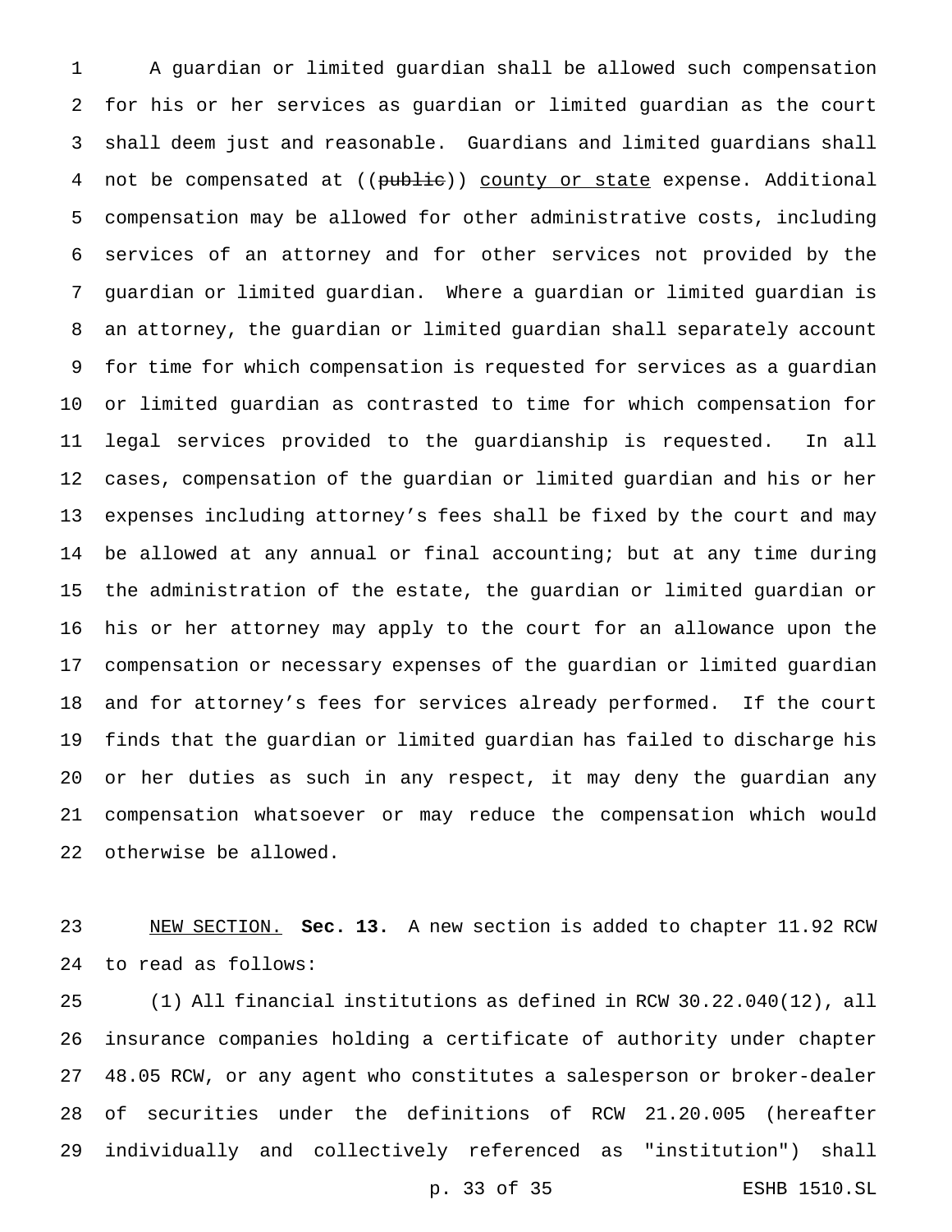A guardian or limited guardian shall be allowed such compensation for his or her services as guardian or limited guardian as the court shall deem just and reasonable. Guardians and limited guardians shall not be compensated at ((~~public~~)) <u>county or state</u> expense. Additional compensation may be allowed for other administrative costs, including services of an attorney and for other services not provided by the guardian or limited guardian. Where a guardian or limited guardian is an attorney, the guardian or limited guardian shall separately account for time for which compensation is requested for services as a guardian or limited guardian as contrasted to time for which compensation for legal services provided to the guardianship is requested. In all cases, compensation of the guardian or limited guardian and his or her expenses including attorney's fees shall be fixed by the court and may be allowed at any annual or final accounting; but at any time during the administration of the estate, the guardian or limited guardian or his or her attorney may apply to the court for an allowance upon the compensation or necessary expenses of the guardian or limited guardian and for attorney's fees for services already performed. If the court finds that the guardian or limited guardian has failed to discharge his or her duties as such in any respect, it may deny the guardian any compensation whatsoever or may reduce the compensation which would otherwise be allowed.

<u>NEW SECTION.</u> **Sec. 13.** A new section is added to chapter 11.92 RCW to read as follows:

(1) All financial institutions as defined in RCW 30.22.040(12), all insurance companies holding a certificate of authority under chapter 48.05 RCW, or any agent who constitutes a salesperson or broker-dealer of securities under the definitions of RCW 21.20.005 (hereafter individually and collectively referenced as "institution") shall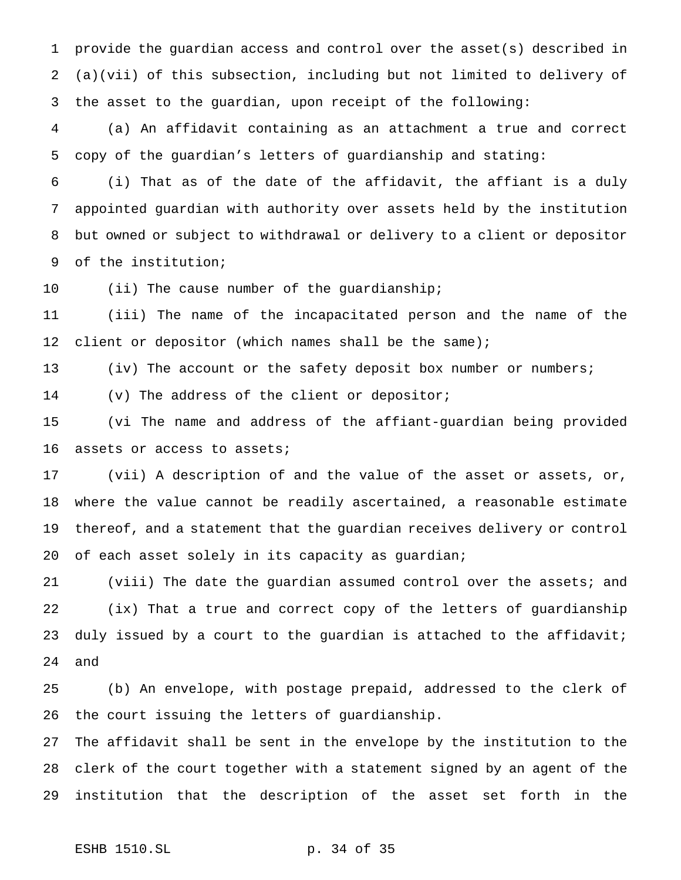provide the guardian access and control over the asset(s) described in (a)(vii) of this subsection, including but not limited to delivery of the asset to the guardian, upon receipt of the following:

(a) An affidavit containing as an attachment a true and correct copy of the guardian's letters of guardianship and stating:

(i) That as of the date of the affidavit, the affiant is a duly appointed guardian with authority over assets held by the institution but owned or subject to withdrawal or delivery to a client or depositor of the institution;

(ii) The cause number of the guardianship;

(iii) The name of the incapacitated person and the name of the client or depositor (which names shall be the same);

(iv) The account or the safety deposit box number or numbers;

(v) The address of the client or depositor;

(vi The name and address of the affiant-guardian being provided assets or access to assets;

(vii) A description of and the value of the asset or assets, or, where the value cannot be readily ascertained, a reasonable estimate thereof, and a statement that the guardian receives delivery or control of each asset solely in its capacity as guardian;

(viii) The date the guardian assumed control over the assets; and

(ix) That a true and correct copy of the letters of guardianship duly issued by a court to the guardian is attached to the affidavit; and

(b) An envelope, with postage prepaid, addressed to the clerk of the court issuing the letters of guardianship.

The affidavit shall be sent in the envelope by the institution to the clerk of the court together with a statement signed by an agent of the institution that the description of the asset set forth in the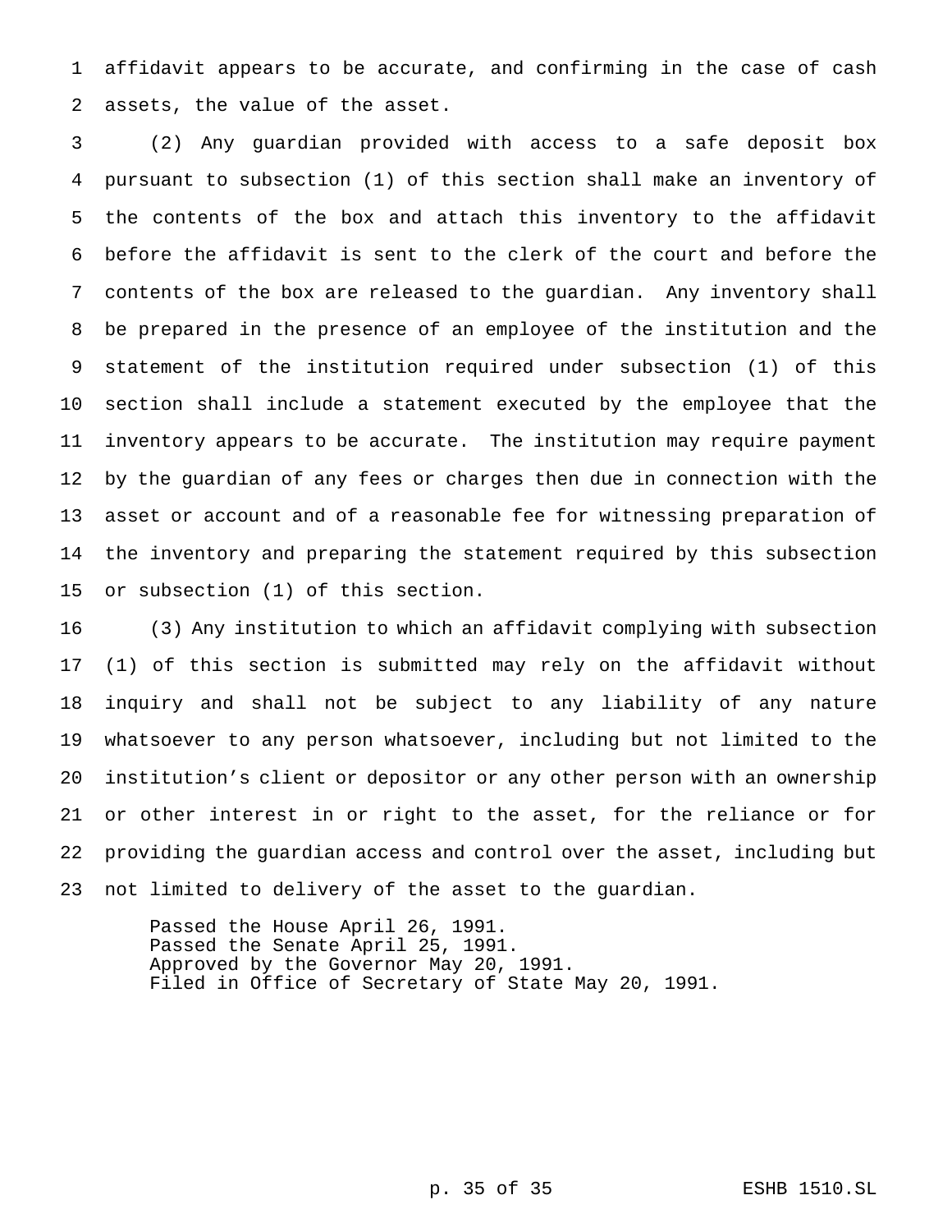affidavit appears to be accurate, and confirming in the case of cash assets, the value of the asset.

(2) Any guardian provided with access to a safe deposit box pursuant to subsection (1) of this section shall make an inventory of the contents of the box and attach this inventory to the affidavit before the affidavit is sent to the clerk of the court and before the contents of the box are released to the guardian. Any inventory shall be prepared in the presence of an employee of the institution and the statement of the institution required under subsection (1) of this section shall include a statement executed by the employee that the inventory appears to be accurate. The institution may require payment by the guardian of any fees or charges then due in connection with the asset or account and of a reasonable fee for witnessing preparation of the inventory and preparing the statement required by this subsection or subsection (1) of this section.

(3) Any institution to which an affidavit complying with subsection (1) of this section is submitted may rely on the affidavit without inquiry and shall not be subject to any liability of any nature whatsoever to any person whatsoever, including but not limited to the institution's client or depositor or any other person with an ownership or other interest in or right to the asset, for the reliance or for providing the guardian access and control over the asset, including but not limited to delivery of the asset to the guardian.

Passed the House April 26, 1991.
Passed the Senate April 25, 1991.
Approved by the Governor May 20, 1991.
Filed in Office of Secretary of State May 20, 1991.